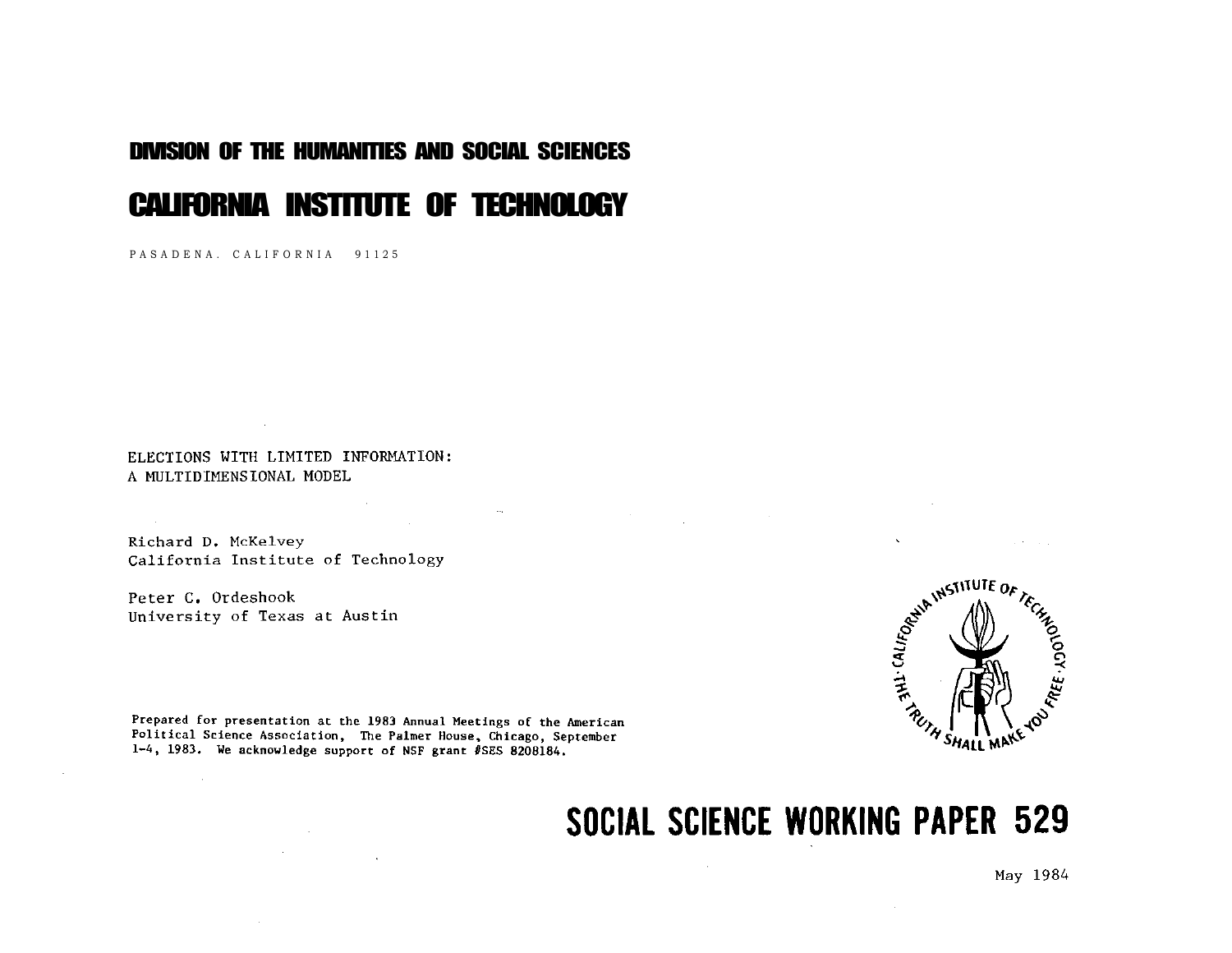**DIVISION OF THE HUMANITIES AND SOCIAL SCIENCES**

# CALIFORNIA INSTITUTE OF TECHNOLOGY

PASADENA, CALIFORNIA 91125

## ELECTIONS WITH LIMITED INFORMATION: A MULTIDIMENSIONAL MODEL

Richard D. McKelvey
California Institute of Technology

Peter C. Ordeshook
University of Texas at Austin

Prepared for presentation at the 1983 Annual Meetings of the American Political Science Association, The Palmer House, Chicago, September 1-4, 1983. We acknowledge support of NSF grant #SES 8208184.

CALIFORNIA INSTITUTE OF TECHNOLOGY · THE TRUTH SHALL MAKE YOU FREE ·

**SOCIAL SCIENCE WORKING PAPER 529**

May 1984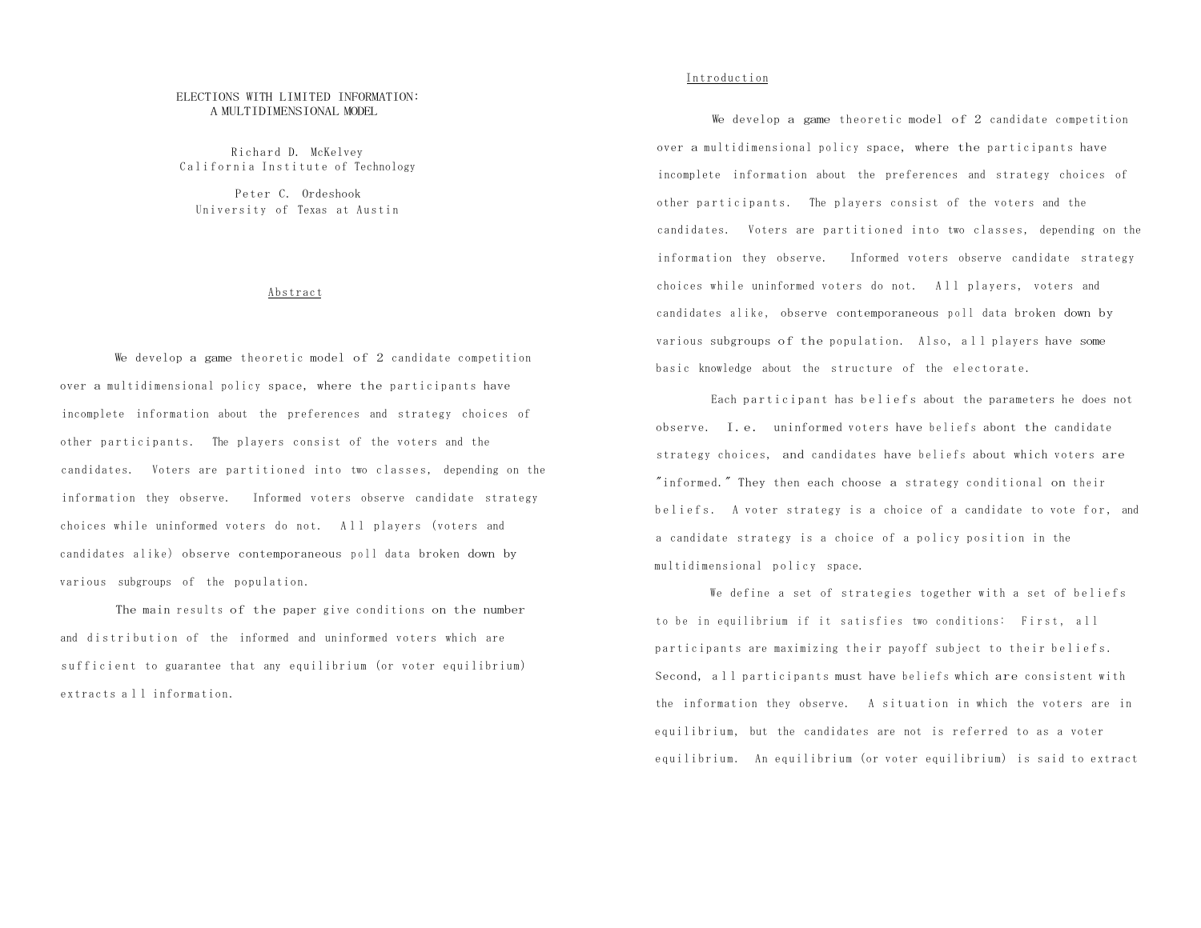# ELECTIONS WITH LIMITED INFORMATION: A MULTIDIMENSIONAL MODEL

Richard D. McKelvey
California Institute of Technology

Peter C. Ordeshook
University of Texas at Austin

## Abstract

We develop a game theoretic model of 2 candidate competition over a multidimensional policy space, where the participants have incomplete information about the preferences and strategy choices of other participants. The players consist of the voters and the candidates. Voters are partitioned into two classes, depending on the information they observe. Informed voters observe candidate strategy choices while uninformed voters do not. All players (voters and candidates alike) observe contemporaneous poll data broken down by various subgroups of the population.

The main results of the paper give conditions on the number and distribution of the informed and uninformed voters which are sufficient to guarantee that any equilibrium (or voter equilibrium) extracts all information.

## Introduction

We develop a game theoretic model of 2 candidate competition over a multidimensional policy space, where the participants have incomplete information about the preferences and strategy choices of other participants. The players consist of the voters and the candidates. Voters are partitioned into two classes, depending on the information they observe. Informed voters observe candidate strategy choices while uninformed voters do not. All players, voters and candidates alike, observe contemporaneous poll data broken down by various subgroups of the population. Also, all players have some basic knowledge about the structure of the electorate.

Each participant has beliefs about the parameters he does not observe. I.e. uninformed voters have beliefs abont the candidate strategy choices, and candidates have beliefs about which voters are "informed." They then each choose a strategy conditional on their beliefs. A voter strategy is a choice of a candidate to vote for, and a candidate strategy is a choice of a policy position in the multidimensional policy space.

We define a set of strategies together with a set of beliefs to be in equilibrium if it satisfies two conditions: First, all participants are maximizing their payoff subject to their beliefs. Second, all participants must have beliefs which are consistent with the information they observe. A situation in which the voters are in equilibrium, but the candidates are not is referred to as a voter equilibrium. An equilibrium (or voter equilibrium) is said to extract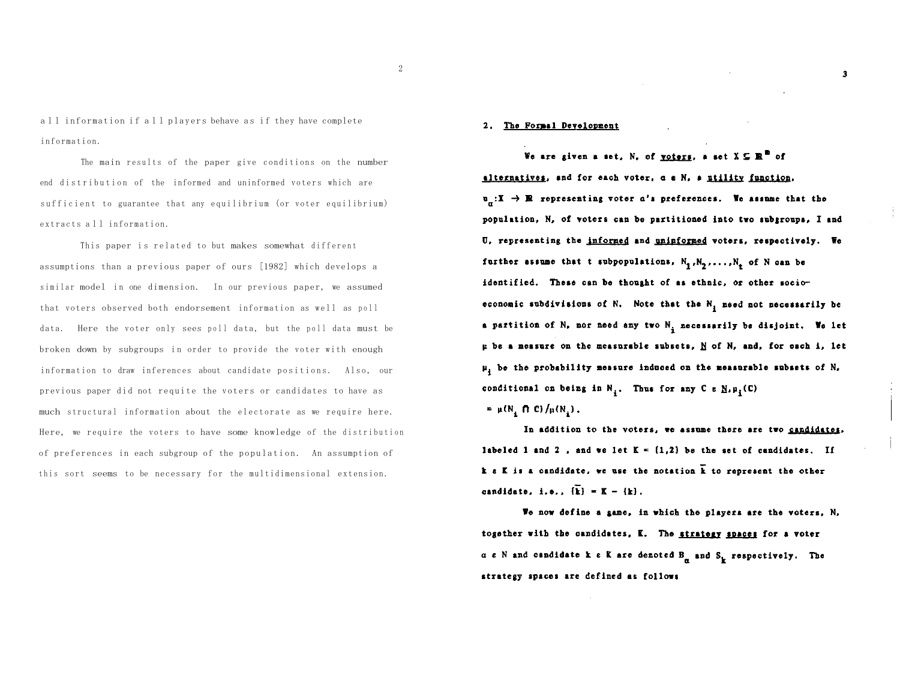all information if all players behave as if they have complete information.

The main results of the paper give conditions on the number end distribution of the informed and uninformed voters which are sufficient to guarantee that any equilibrium (or voter equilibrium) extracts all information.

This paper is related to but makes somewhat different assumptions than a previous paper of ours [1982] which develops a similar model in one dimension. In our previous paper, we assumed that voters observed both endorsement information as well as poll data. Here the voter only sees poll data, but the poll data must be broken down by subgroups in order to provide the voter with enough information to draw inferences about candidate positions. Also, our previous paper did not requite the voters or candidates to have as much structural information about the electorate as we require here. Here, we require the voters to have some knowledge of the distribution of preferences in each subgroup of the population. An assumption of this sort seems to be necessary for the multidimensional extension.

## 2. The Formal Development

We are given a set, N, of voters, a set $X \subseteq \mathbb{R}^m$ of alternatives, and for each voter, $\alpha \in N$, a utility function, $u_\alpha : X \to \mathbb{R}$ representing voter $\alpha$'s preferences. We assume that the population, N, of voters can be partitioned into two subgroups, I and U, representing the informed and uninformed voters, respectively. We further assume that t subpopulations, $N_1, N_2, \ldots, N_t$ of N can be identified. These can be thought of as ethnic, or other socio-economic subdivisions of N. Note that the $N_i$ need not necessarily be a partition of N, nor need any two $N_i$ necessarily be disjoint. We let $\mu$ be a measure on the measurable subsets, $\underline{N}$ of N, and, for each i, let $\mu_i$ be the probability measure induced on the measurable subsets of N, conditional on being in $N_i$. Thus for any $C \in \underline{N}$, $\mu_i(C) = \mu(N_i \cap C)/\mu(N_i)$.

In addition to the voters, we assume there are two candidates, labeled 1 and 2, and we let $K = \{1,2\}$ be the set of candidates. If $k \in K$ is a candidate, we use the notation $\bar{k}$ to represent the other candidate, i.e., $\{\bar{k}\} = K - \{k\}$.

We now define a game, in which the players are the voters, N, together with the candidates, K. The strategy spaces for a voter $\alpha \in N$ and candidate $k \in K$ are denoted $B_\alpha$ and $S_k$ respectively. The strategy spaces are defined as follows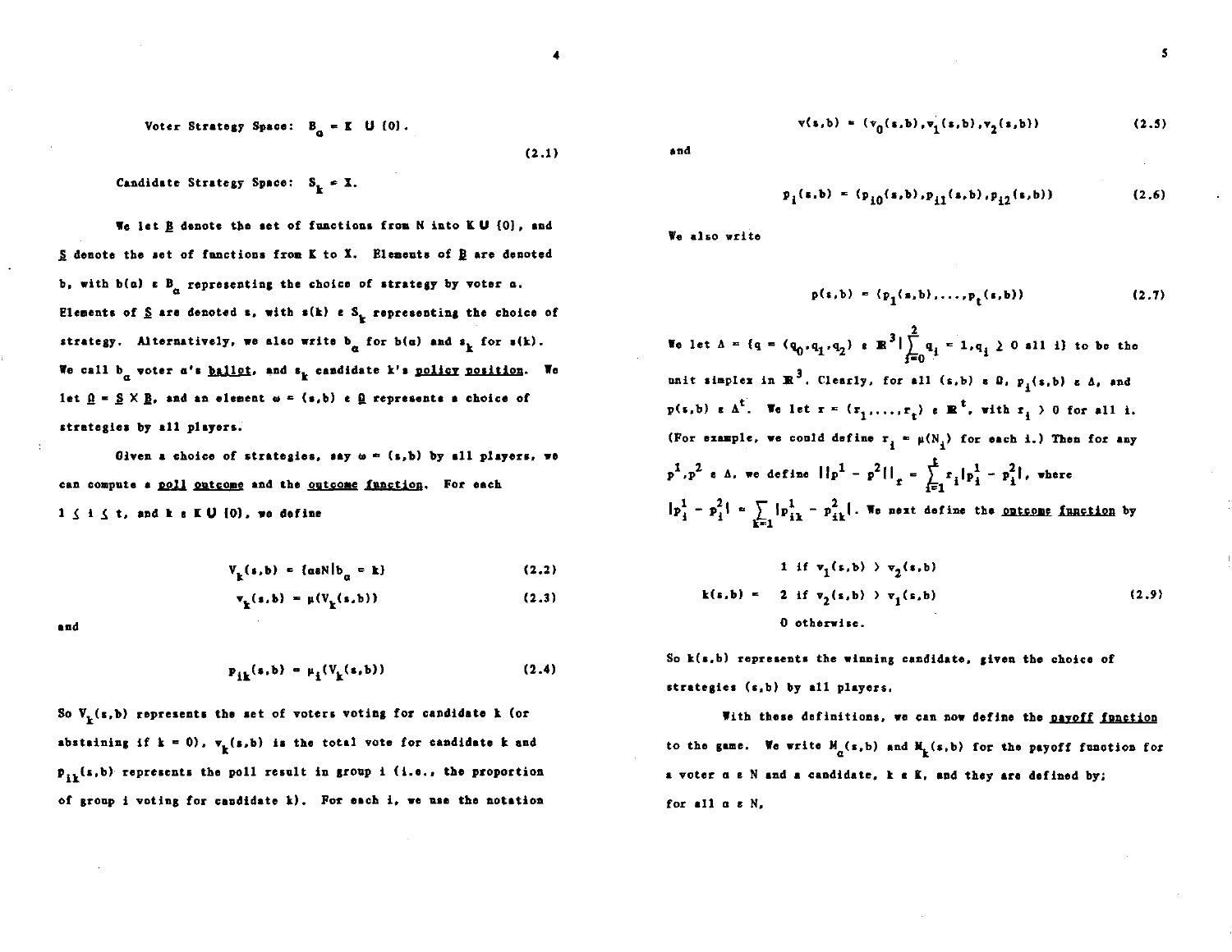Voter Strategy Space: $B_\alpha = K \cup \{0\}$.

$$\text{Candidate Strategy Space: } S_k = X. \tag{2.1}$$

We let $\underline{B}$ denote the set of functions from N into $K \cup \{0\}$, and $\underline{S}$ denote the set of functions from K to X. Elements of $\underline{B}$ are denoted b, with $b(\alpha) \in B_\alpha$ representing the choice of strategy by voter $\alpha$. Elements of $\underline{S}$ are denoted s, with $s(k) \in S_k$ representing the choice of strategy. Alternatively, we also write $b_\alpha$ for $b(\alpha)$ and $s_k$ for $s(k)$. We call $b_\alpha$ voter $\alpha$'s ballot, and $s_k$ candidate k's policy position. We let $\underline{\Omega} = \underline{S} \times \underline{B}$, and an element $\omega = (s,b) \in \underline{\Omega}$ represents a choice of strategies by all players.

Given a choice of strategies, say $\omega = (s,b)$ by all players, we can compute a poll outcome and the outcome function. For each $1 \leq i \leq t$, and $k \in K \cup \{0\}$, we define

$$V_k(s,b) = \{\alpha \in N | b_\alpha = k\} \tag{2.2}$$

$$v_k(s,b) = \mu(V_k(s,b)) \tag{2.3}$$

and

$$p_{ik}(s,b) = \mu_i(V_k(s,b)) \tag{2.4}$$

So $V_k(s,b)$ represents the set of voters voting for candidate k (or abstaining if $k = 0$), $v_k(s,b)$ is the total vote for candidate k and $p_{ik}(s,b)$ represents the poll result in group i (i.e., the proportion of group i voting for candidate k). For each i, we use the notation

$$v(s,b) = (v_0(s,b), v_1(s,b), v_2(s,b)) \tag{2.5}$$

and

$$p_i(s,b) = (p_{i0}(s,b), p_{i1}(s,b), p_{i2}(s,b)) \tag{2.6}$$

We also write

$$p(s,b) = (p_1(s,b), \ldots, p_t(s,b)) \tag{2.7}$$

We let $\Delta = \{q = (q_0, q_1, q_2) \in \mathbb{R}^3 | \sum_{i=0}^{2} q_i = 1, q_i \geq 0 \text{ all } i\}$ to be the unit simplex in $\mathbb{R}^3$. Clearly, for all $(s,b) \in \Omega$, $p_i(s,b) \in \Delta$, and $p(s,b) \in \Delta^t$. We let $r = (r_1, \ldots, r_t) \in \mathbb{R}^t$, with $r_i > 0$ for all i. (For example, we could define $r_i = \mu(N_i)$ for each i.) Then for any $p^1, p^2 \in \Delta$, we define $||p^1 - p^2||_r = \sum_{i=1}^{t} r_i |p_i^1 - p_i^2|$, where $|p_i^1 - p_i^2| = \sum_{k=1} |p_{ik}^1 - p_{ik}^2|$. We next define the outcome function by

$$k(s,b) = \begin{cases} 1 \text{ if } v_1(s,b) > v_2(s,b) \\ 2 \text{ if } v_2(s,b) > v_1(s,b) \\ 0 \text{ otherwise.} \end{cases} \tag{2.9}$$

So $k(s,b)$ represents the winning candidate, given the choice of strategies $(s,b)$ by all players.

With these definitions, we can now define the payoff function to the game. We write $M_\alpha(s,b)$ and $M_k(s,b)$ for the payoff function for a voter $\alpha \in N$ and a candidate, $k \in K$, and they are defined by; for all $\alpha \in N$,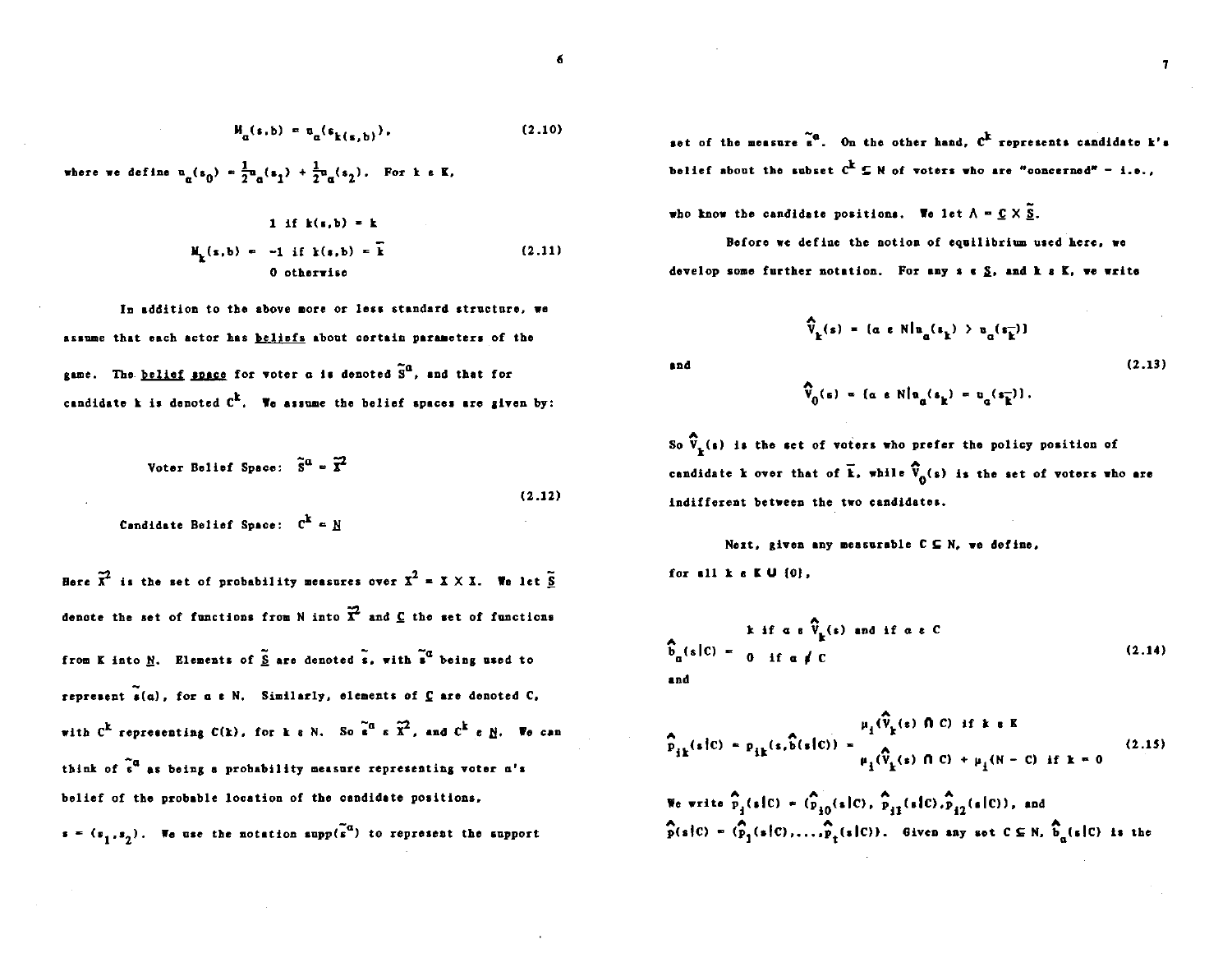$$M_\alpha(s,b) = u_\alpha(s_{k(s,b)}), \tag{2.10}$$

where we define $u_\alpha(s_0) = \frac{1}{2}u_\alpha(s_1) + \frac{1}{2}u_\alpha(s_2)$. For $k \in K$,

$$M_k(s,b) = \begin{cases} 1 \text{ if } k(s,b) = k \\ -1 \text{ if } k(s,b) = \bar{k} \\ 0 \text{ otherwise} \end{cases} \tag{2.11}$$

In addition to the above more or less standard structure, we assume that each actor has <u>beliefs</u> about certain parameters of the game. The <u>belief space</u> for voter $\alpha$ is denoted $\tilde{S}^\alpha$, and that for candidate k is denoted $C^k$. We assume the belief spaces are given by:

$$\text{Voter Belief Space: } \tilde{S}^\alpha = \tilde{X}^2$$

$$\text{Candidate Belief Space: } C^k = \underline{N} \tag{2.12}$$

Here $\tilde{X}^2$ is the set of probability measures over $X^2 = X \times X$. We let $\underline{\tilde{S}}$ denote the set of functions from N into $\tilde{X}^2$ and $\underline{C}$ the set of functions from K into $\underline{N}$. Elements of $\underline{\tilde{S}}$ are denoted $\tilde{s}$, with $\tilde{s}^\alpha$ being used to represent $\tilde{s}(\alpha)$, for $\alpha \in N$. Similarly, elements of $\underline{C}$ are denoted C, with $C^k$ representing $C(k)$, for $k \in N$. So $\tilde{s}^\alpha \in \tilde{X}^2$, and $C^k \in \underline{N}$. We can think of $\tilde{s}^\alpha$ as being a probability measure representing voter $\alpha$'s belief of the probable location of the candidate positions, $s = (s_1, s_2)$. We use the notation $\text{supp}(\tilde{s}^\alpha)$ to represent the support set of the measure $\tilde{s}^\alpha$. On the other hand, $C^k$ represents candidate k's belief about the subset $C^k \subseteq N$ of voters who are "concerned" - i.e., who know the candidate positions. We let $\Lambda = \underline{C} \times \underline{\tilde{S}}$.

Before we define the notion of equilibrium used here, we develop some further notation. For any $s \in \underline{S}$, and $k \in K$, we write

$$\hat{V}_k(s) = \{\alpha \in N | u_\alpha(s_k) > u_\alpha(s_{\bar{k}})\}$$

and

$$\hat{V}_0(s) = \{\alpha \in N | u_\alpha(s_k) = u_\alpha(s_{\bar{k}})\}. \tag{2.13}$$

So $\hat{V}_k(s)$ is the set of voters who prefer the policy position of candidate k over that of $\bar{k}$, while $\hat{V}_0(s)$ is the set of voters who are indifferent between the two candidates.

Next, given any measurable $C \subseteq N$, we define, for all $k \in K \cup \{0\}$,

$$\hat{b}_\alpha(s|C) = \begin{cases} k \text{ if } \alpha \in \hat{V}_k(s) \text{ and if } \alpha \in C \\ 0 \quad \text{if } \alpha \notin C \end{cases} \tag{2.14}$$

and

$$\hat{p}_{ik}(s|C) = p_{ik}(s, \hat{b}(s|C)) = \begin{cases} \mu_i(\hat{V}_k(s) \cap C) \text{ if } k \in K \\ \mu_i(\hat{V}_k(s) \cap C) + \mu_i(N - C) \text{ if } k = 0 \end{cases} \tag{2.15}$$

We write $\hat{p}_i(s|C) = (\hat{p}_{i0}(s|C), \hat{p}_{i1}(s|C), \hat{p}_{i2}(s|C))$, and $\hat{p}(s|C) = (\hat{p}_1(s|C), \ldots, \hat{p}_t(s|C))$. Given any set $C \subseteq N$, $\hat{b}_\alpha(s|C)$ is the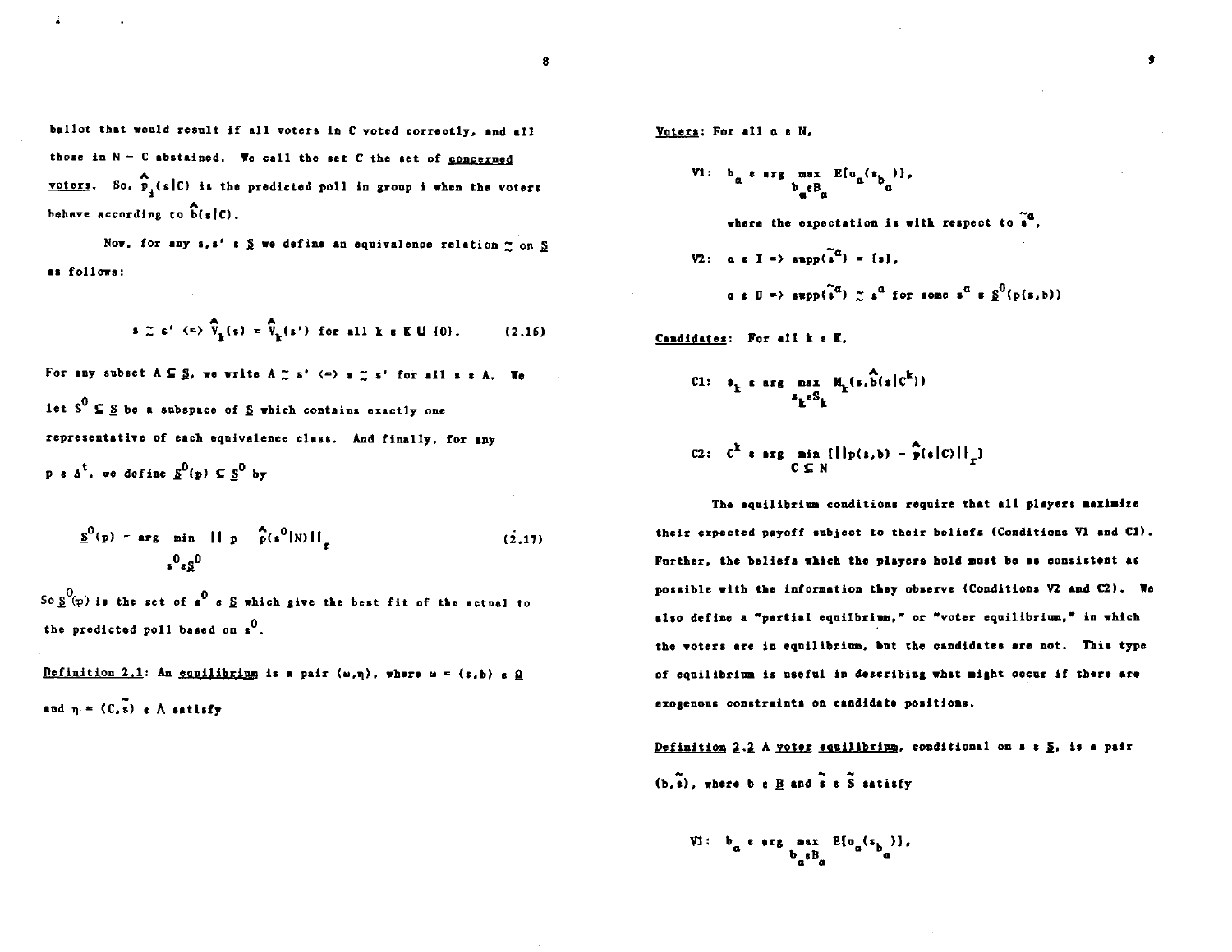ballot that would result if all voters in C voted correctly, and all those in N − C abstained. We call the set C the set of <u>concerned voters</u>. So, $\hat{p}_i(s|C)$ is the predicted poll in group i when the voters behave according to $\hat{b}(s|C)$.

Now, for any $s, s' \in \underline{S}$ we define an equivalence relation $\simeq$ on $\underline{S}$ as follows:

$$s \simeq s' \iff \hat{V}_k(s) = \hat{V}_k(s') \text{ for all } k \in K \cup \{0\}. \tag{2.16}$$

For any subset $A \subseteq \underline{S}$, we write $A \simeq s' \iff s \simeq s'$ for all $s \in A$. We let $\underline{S}^0 \subseteq \underline{S}$ be a subspace of $\underline{S}$ which contains exactly one representative of each equivalence class. And finally, for any $p \in \Delta^t$, we define $\underline{S}^0(p) \subseteq \underline{S}^0$ by

$$\underline{S}^0(p) = \arg \min_{s^0 \in \underline{S}^0} \| p - \hat{p}(s^0|N) \|_r \tag{2.17}$$

So $\underline{S}^0(p)$ is the set of $s^0 \in \underline{S}$ which give the best fit of the actual to the predicted poll based on $s^0$.

<u>Definition 2.1</u>: An <u>equilibrium</u> is a pair $(\omega, \eta)$, where $\omega = (s, b) \in \underline{\Omega}$ and $\eta = (C, \tilde{s}) \in \Lambda$ satisfy

<u>Voters</u>: For all $\alpha \in N$,

V1: $b_\alpha \in \arg \max_{b_\alpha \in B_\alpha} E[u_\alpha(s_{b_\alpha})]$,

where the expectation is with respect to $\tilde{s}^\alpha$,

V2: $\alpha \in I \Rightarrow \text{supp}(\tilde{s}^\alpha) = \{s\}$,

$\alpha \in U \Rightarrow \text{supp}(\tilde{s}^\alpha) \simeq s^\alpha$ for some $s^\alpha \in \underline{S}^0(p(s,b))$

<u>Candidates</u>: For all $k \in K$,

C1: $s_k \in \arg \max_{s_k \in S_k} M_k(s, \hat{b}(s|C^k))$

C2: $C^k \in \arg \min_{C \subseteq N} [\| p(s,b) - \hat{p}(s|C) \|_r]$

The equilibrium conditions require that all players maximize their expected payoff subject to their beliefs (Conditions V1 and C1). Further, the beliefs which the players hold must be as consistent as possible with the information they observe (Conditions V2 and C2). We also define a "partial equilibrium," or "voter equilibrium," in which the voters are in equilibrium, but the candidates are not. This type of equilibrium is useful in describing what might occur if there are exogenous constraints on candidate positions.

<u>Definition 2.2</u> A <u>voter equilibrium</u>, conditional on $s \in \underline{S}$, is a pair $(b, \tilde{s})$, where $b \in \underline{B}$ and $\tilde{s} \in \tilde{S}$ satisfy

V1: $b_\alpha \in \arg \max_{b_\alpha \in B_\alpha} E[u_\alpha(s_{b_\alpha})]$,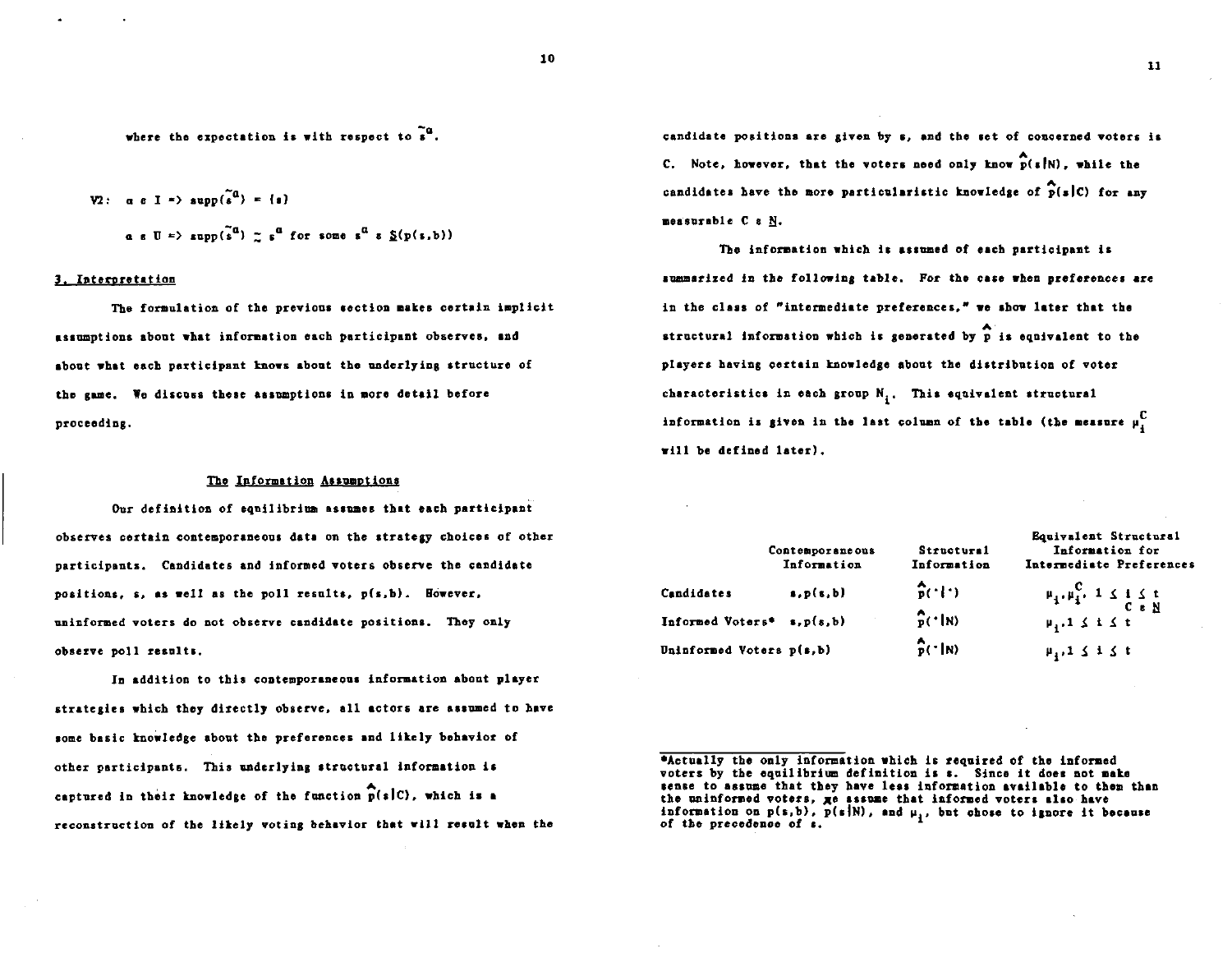where the expectation is with respect to $\tilde{s}^{\alpha}$.

V2: $\alpha \in I \Rightarrow \text{supp}(\tilde{s}^{\alpha}) = \{s\}$

$\alpha \in U \Rightarrow \text{supp}(\tilde{s}^{\alpha}) \underset{\sim}{\supset} s^{\alpha}$ for some $s^{\alpha} \in \underline{S}(p(s,b))$

## 3. Interpretation

The formulation of the previous section makes certain implicit assumptions about what information each participant observes, and about what each participant knows about the underlying structure of the game. We discuss these assumptions in more detail before proceeding.

### The Information Assumptions

Our definition of equilibrium assumes that each participant observes certain contemporaneous data on the strategy choices of other participants. Candidates and informed voters observe the candidate positions, $s$, as well as the poll results, $p(s,b)$. However, uninformed voters do not observe candidate positions. They only observe poll results.

In addition to this contemporaneous information about player strategies which they directly observe, all actors are assumed to have some basic knowledge about the preferences and likely behavior of other participants. This underlying structural information is captured in their knowledge of the function $\hat{p}(s|C)$, which is a reconstruction of the likely voting behavior that will result when the candidate positions are given by $s$, and the set of concerned voters is $C$. Note, however, that the voters need only know $\hat{p}(s|N)$, while the candidates have the more particularistic knowledge of $\hat{p}(s|C)$ for any measurable $C \in \underline{N}$.

The information which is assumed of each participant is summarized in the following table. For the case when preferences are in the class of "intermediate preferences," we show later that the structural information which is generated by $\hat{p}$ is equivalent to the players having certain knowledge about the distribution of voter characteristics in each group $N_i$. This equivalent structural information is given in the last column of the table (the measure $\mu_i^C$ will be defined later).

| | Contemporaneous Information | Structural Information | Equivalent Structural Information for Intermediate Preferences |
|---|---|---|---|
| Candidates | $s, p(s,b)$ | $\hat{p}(\cdot\|\cdot)$ | $\mu_i, \mu_i^C,\ 1 \le i \le t,\ C \in \underline{N}$ |
| Informed Voters* | $s, p(s,b)$ | $\hat{p}(\cdot\|N)$ | $\mu_i, 1 \le i \le t$ |
| Uninformed Voters | $p(s,b)$ | $\hat{p}(\cdot\|N)$ | $\mu_i, 1 \le i \le t$ |

*Actually the only information which is required of the informed voters by the equilibrium definition is $s$. Since it does not make sense to assume that they have less information available to them than the uninformed voters, we assume that informed voters also have information on $p(s,b)$, $p(s|N)$, and $\mu_i$, but chose to ignore it because of the precedence of $s$.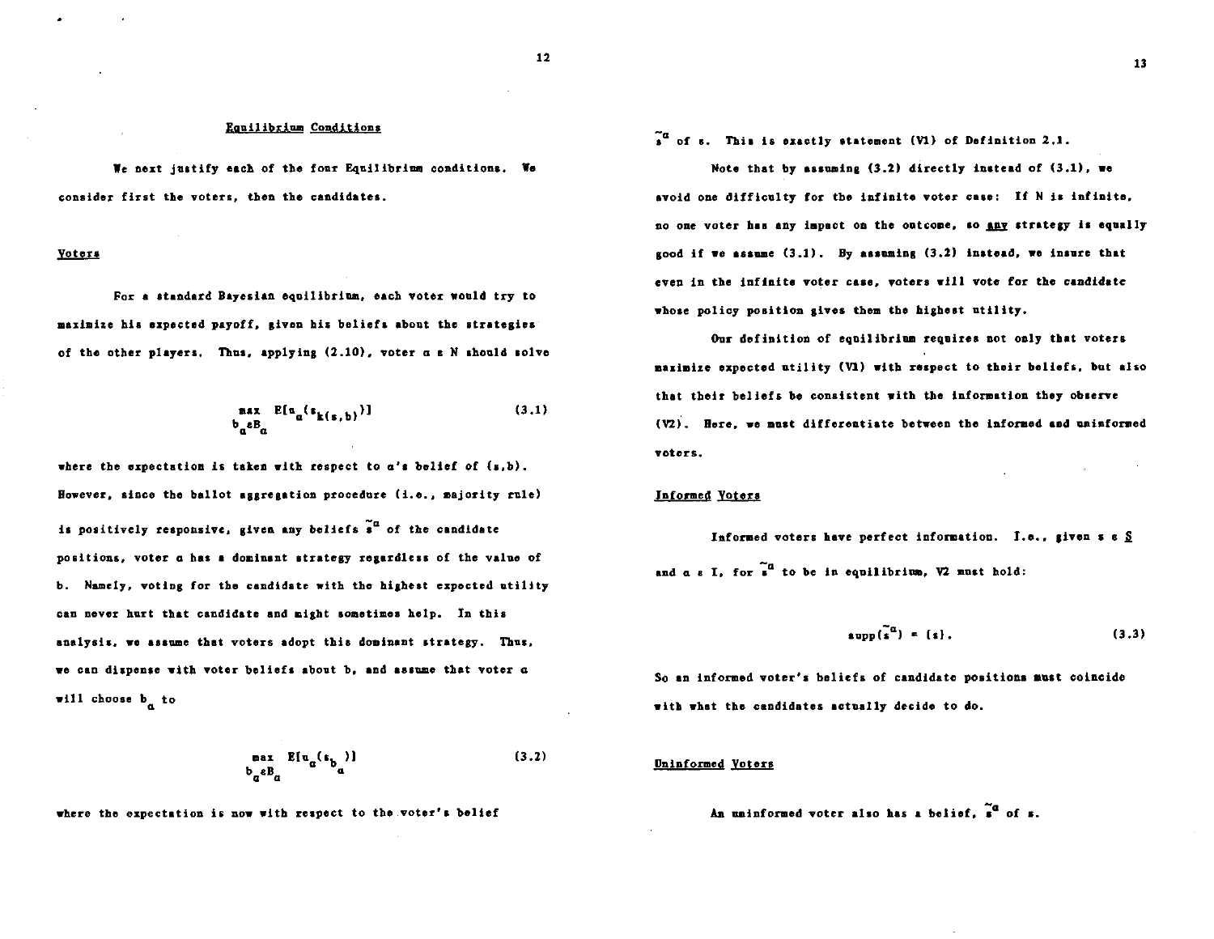## Equilibrium Conditions

We next justify each of the four Equilibrium conditions. We consider first the voters, then the candidates.

### Voters

For a standard Bayesian equilibrium, each voter would try to maximize his expected payoff, given his beliefs about the strategies of the other players. Thus, applying (2.10), voter $\alpha \in N$ should solve

$$\max_{b_\alpha \in B_\alpha} E[u_\alpha(s_{k(s,b)})] \tag{3.1}$$

where the expectation is taken with respect to $\alpha$'s belief of $(s,b)$. However, since the ballot aggregation procedure (i.e., majority rule) is positively responsive, given any beliefs $\tilde{s}^\alpha$ of the candidate positions, voter $\alpha$ has a dominant strategy regardless of the value of $b$. Namely, voting for the candidate with the highest expected utility can never hurt that candidate and might sometimes help. In this analysis, we assume that voters adopt this dominant strategy. Thus, we can dispense with voter beliefs about $b$, and assume that voter $\alpha$ will choose $b_\alpha$ to

$$\max_{b_\alpha \in B_\alpha} E[u_\alpha(s_{b_\alpha})] \tag{3.2}$$

where the expectation is now with respect to the voter's belief $\tilde{s}^\alpha$ of $s$. This is exactly statement (V1) of Definition 2.1.

Note that by assuming (3.2) directly instead of (3.1), we avoid one difficulty for the infinite voter case: If $N$ is infinite, no one voter has any impact on the outcome, so <u>any</u> strategy is equally good if we assume (3.1). By assuming (3.2) instead, we insure that even in the infinite voter case, voters will vote for the candidate whose policy position gives them the highest utility.

Our definition of equilibrium requires not only that voters maximize expected utility (V1) with respect to their beliefs, but also that their beliefs be consistent with the information they observe (V2). Here, we must differentiate between the informed and uninformed voters.

### Informed Voters

Informed voters have perfect information. I.e., given $s \in \underline{S}$ and $\alpha \in I$, for $\tilde{s}^\alpha$ to be in equilibrium, V2 must hold:

$$\text{supp}(\tilde{s}^\alpha) = \{s\}. \tag{3.3}$$

So an informed voter's beliefs of candidate positions must coincide with what the candidates actually decide to do.

### Uninformed Voters

An uninformed voter also has a belief, $\tilde{s}^\alpha$ of $s$.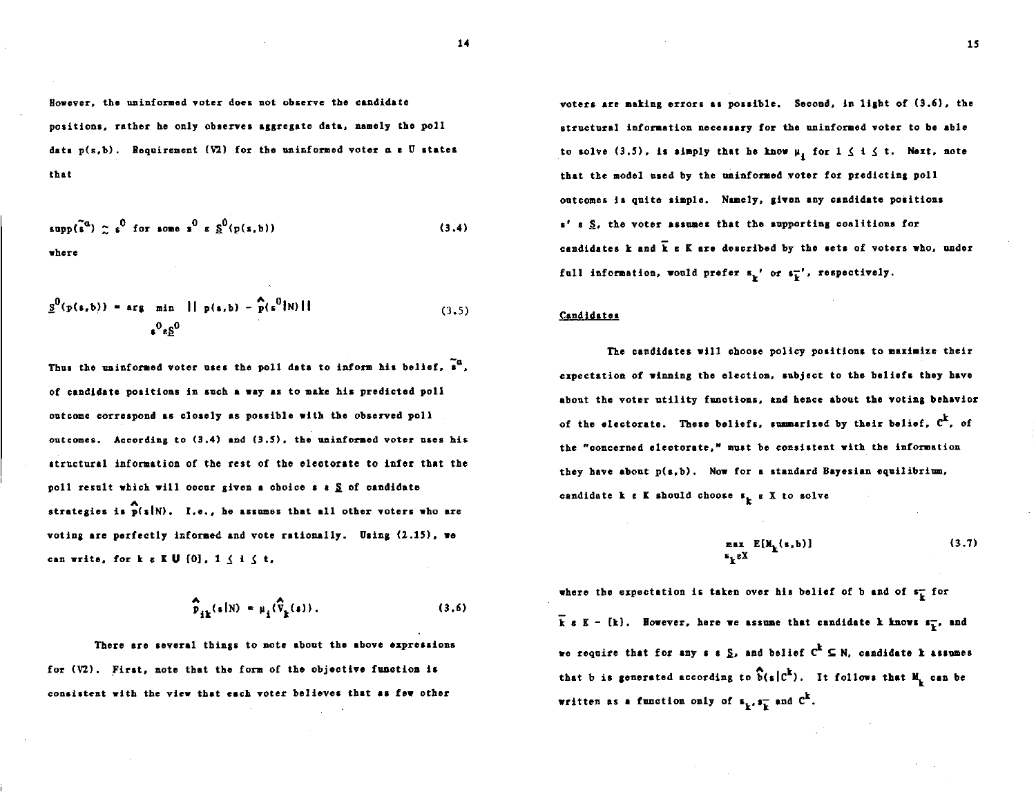However, the uninformed voter does not observe the candidate positions, rather he only observes aggregate data, namely the poll data $p(s,b)$. Requirement (V2) for the uninformed voter $\alpha \in U$ states that

$$\text{supp}(\tilde{s}^{\alpha}) \underset{\sim}{\sim} s^0 \text{ for some } s^0 \in \underline{S}^0(p(s,b)) \tag{3.4}$$

where

$$\underline{S}^0(p(s,b)) = \arg \min_{s^0 \in \underline{S}^0} \| p(s,b) - \hat{p}(s^0|N) \| \tag{3.5}$$

Thus the uninformed voter uses the poll data to inform his belief, $\tilde{s}^{\alpha}$, of candidate positions in such a way as to make his predicted poll outcome correspond as closely as possible with the observed poll outcomes. According to (3.4) and (3.5), the uninformed voter uses his structural information of the rest of the electorate to infer that the poll result which will occur given a choice $s \in \underline{S}$ of candidate strategies is $\hat{p}(s|N)$. I.e., he assumes that all other voters who are voting are perfectly informed and vote rationally. Using (2.15), we can write, for $k \in K \cup \{0\}$, $1 \leq i \leq t$,

$$\hat{p}_{ik}(s|N) = \mu_i(\hat{V}_k(s)). \tag{3.6}$$

There are several things to note about the above expressions for (V2). First, note that the form of the objective function is consistent with the view that each voter believes that as few other voters are making errors as possible. Second, in light of (3.6), the structural information necessary for the uninformed voter to be able to solve (3.5), is simply that he know $\mu_i$ for $1 \leq i \leq t$. Next, note that the model used by the uninformed voter for predicting poll outcomes is quite simple. Namely, given any candidate positions $s' \in \underline{S}$, the voter assumes that the supporting coalitions for candidates $k$ and $\bar{k} \in K$ are described by the sets of voters who, under full information, would prefer $s_k'$ or $s_{\bar{k}}'$, respectively.

## Candidates

The candidates will choose policy positions to maximize their expectation of winning the election, subject to the beliefs they have about the voter utility functions, and hence about the voting behavior of the electorate. These beliefs, summarized by their belief, $C^k$, of the "concerned electorate," must be consistent with the information they have about $p(s,b)$. Now for a standard Bayesian equilibrium, candidate $k \in K$ should choose $s_k \in X$ to solve

$$\max_{s_k \in X} E[M_k(s,b)] \tag{3.7}$$

where the expectation is taken over his belief of $b$ and of $s_{\bar{k}}$ for $\bar{k} \in K - \{k\}$. However, here we assume that candidate $k$ knows $s_{\bar{k}}$, and we require that for any $s \in \underline{S}$, and belief $C^k \subseteq N$, candidate $k$ assumes that $b$ is generated according to $\hat{b}(s|C^k)$. It follows that $M_k$ can be written as a function only of $s_k, s_{\bar{k}}$ and $C^k$.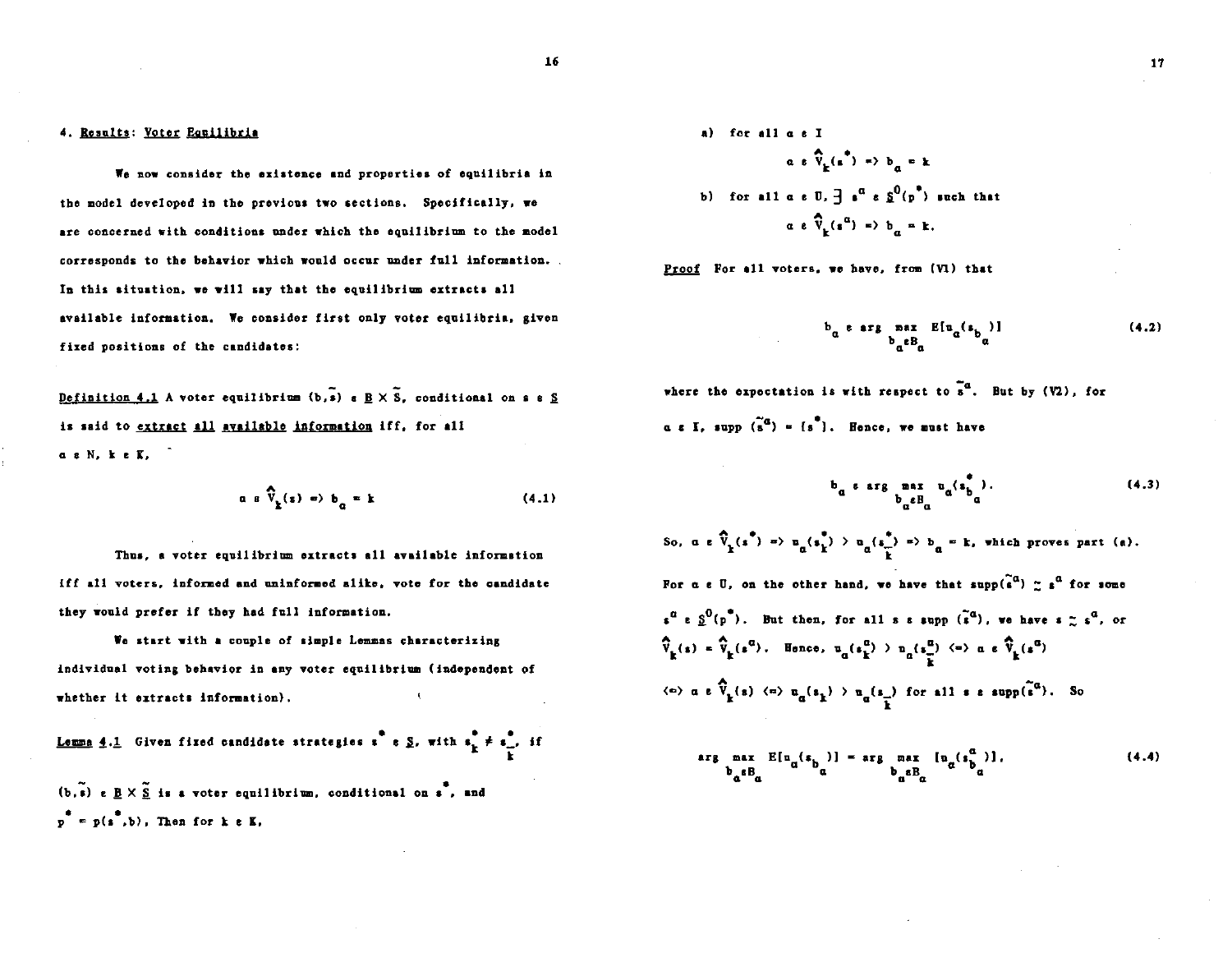## 4. Results: Voter Equilibria

We now consider the existence and properties of equilibria in the model developed in the previous two sections. Specifically, we are concerned with conditions under which the equilibrium to the model corresponds to the behavior which would occur under full information. In this situation, we will say that the equilibrium extracts all available information. We consider first only voter equilibria, given fixed positions of the candidates:

**Definition 4.1** A voter equilibrium $(b,\tilde{s}) \in \underline{B} \times \tilde{\underline{S}}$, conditional on $s \in \underline{S}$ is said to <u>extract all available information</u> iff, for all $\alpha \in N$, $k \in K$,

$$\alpha \in \hat{V}_k(s) \Rightarrow b_\alpha = k \tag{4.1}$$

Thus, a voter equilibrium extracts all available information iff all voters, informed and uninformed alike, vote for the candidate they would prefer if they had full information.

We start with a couple of simple Lemmas characterizing individual voting behavior in any voter equilibrium (independent of whether it extracts information).

**Lemma 4.1** Given fixed candidate strategies $s^* \in \underline{S}$, with $s^*_k \neq s^*_{\bar{k}}$, if $(b,\tilde{s}) \in \underline{B} \times \tilde{\underline{S}}$ is a voter equilibrium, conditional on $s^*$, and $p^* = p(s^*,b)$. Then for $k \in K$,

a) for all $\alpha \in I$

$$\alpha \in \hat{V}_k(s^*) \Rightarrow b_\alpha = k$$

b) for all $\alpha \in U$, $\exists\, s^\alpha \in \underline{S}^0(p^*)$ such that

$$\alpha \in \hat{V}_k(s^\alpha) \Rightarrow b_\alpha = k.$$

<u>Proof</u> For all voters, we have, from (V1) that

$$b_\alpha \in \arg\max_{b_\alpha \in B_\alpha} E[u_\alpha(s_{b_\alpha})] \tag{4.2}$$

where the expectation is with respect to $\tilde{s}^\alpha$. But by (V2), for $\alpha \in I$, $\text{supp}\,(\tilde{s}^\alpha) = \{s^*\}$. Hence, we must have

$$b_\alpha \in \arg\max_{b_\alpha \in B_\alpha} u_\alpha(s^*_{b_\alpha}). \tag{4.3}$$

So, $\alpha \in \hat{V}_k(s^*) \Rightarrow u_\alpha(s^*_k) > u_\alpha(s^*_{\bar{k}}) \Rightarrow b_\alpha = k$, which proves part (a).

For $\alpha \in U$, on the other hand, we have that $\text{supp}(\tilde{s}^\alpha) \sim s^\alpha$ for some $s^\alpha \in \underline{S}^0(p^*)$. But then, for all $s \in \text{supp}\,(\tilde{s}^\alpha)$, we have $s \sim s^\alpha$, or $\hat{V}_k(s) = \hat{V}_k(s^\alpha)$. Hence, $u_\alpha(s^\alpha_k) > u_\alpha(s^\alpha_{\bar{k}}) \Leftrightarrow \alpha \in \hat{V}_k(s^\alpha)$ $\Leftrightarrow \alpha \in \hat{V}_k(s) \Leftrightarrow u_\alpha(s_k) > u_\alpha(s_{\bar{k}})$ for all $s \in \text{supp}(\tilde{s}^\alpha)$. So

$$\arg\max_{b_\alpha \in B_\alpha} E[u_\alpha(s_{b_\alpha})] = \arg\max_{b_\alpha \in B_\alpha} [u_\alpha(s^\alpha_{b_\alpha})], \tag{4.4}$$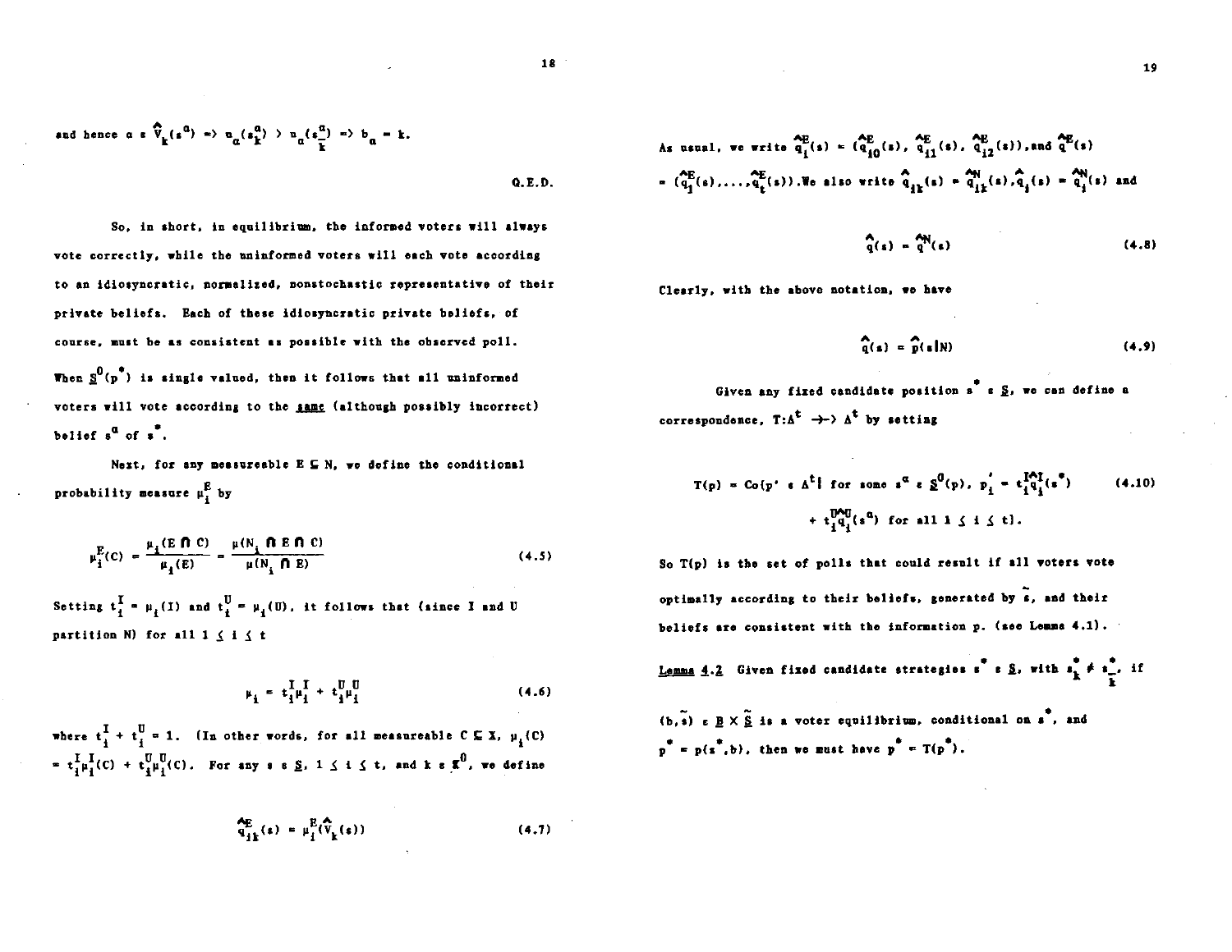and hence $\alpha \in \hat{V}_k(s^\alpha) \Rightarrow u_\alpha(s_k^\alpha) > u_\alpha(s_{\bar{k}}^\alpha) \Rightarrow b_\alpha = k$.

Q.E.D.

So, in short, in equilibrium, the informed voters will always vote correctly, while the uninformed voters will each vote according to an idiosyncratic, normalized, nonstochastic representative of their private beliefs. Each of these idiosyncratic private beliefs, of course, must be as consistent as possible with the observed poll. When $\underline{S}^0(p^*)$ is single valued, then it follows that all uninformed voters will vote according to the same (although possibly incorrect) belief $s^\alpha$ of $s^*$.

Next, for any measureable $E \subseteq N$, we define the conditional probability measure $\mu_i^E$ by

$$\mu_i^E(C) = \frac{\mu_i(E \cap C)}{\mu_i(E)} = \frac{\mu(N_i \cap E \cap C)}{\mu(N_i \cap E)} \tag{4.5}$$

Setting $t_i^I = \mu_i(I)$ and $t_i^U = \mu_i(U)$, it follows that (since I and U partition N) for all $1 \leq i \leq t$

$$\mu_i = t_i^I \mu_i^I + t_i^U \mu_i^U \tag{4.6}$$

where $t_i^I + t_i^U = 1$. (In other words, for all measureable $C \subseteq X$, $\mu_i(C) = t_i^I \mu_i^I(C) + t_i^U \mu_i^U(C)$. For any $s \in \underline{S}$, $1 \leq i \leq t$, and $k \in \underline{K}^0$, we define

$$\hat{q}_{ik}^E(s) = \mu_i^E(\hat{V}_k(s)) \tag{4.7}$$

As usual, we write $\hat{q}_i^E(s) = (\hat{q}_{i0}^E(s), \hat{q}_{i1}^E(s), \hat{q}_{i2}^E(s))$, and $\hat{q}^E(s) = (\hat{q}_1^E(s), \ldots, \hat{q}_t^E(s))$. We also write $\hat{q}_{ik}(s) = \hat{q}_{ik}^N(s)$, $\hat{q}_i(s) = \hat{q}_i^N(s)$ and

$$\hat{q}(s) = \hat{q}^N(s) \tag{4.8}$$

Clearly, with the above notation, we have

$$\hat{q}(s) = \hat{p}(s|N) \tag{4.9}$$

Given any fixed candidate position $s^* \in \underline{S}$, we can define a correspondence, $T: \Delta^t \rightarrow\!\!\!\rightarrow \Delta^t$ by setting

$$T(p) = Co\{p' \in \Delta^t \mid \text{for some } s^\alpha \in \underline{S}^0(p),\ p_i' = t_i^I \hat{q}_i^I(s^*) + t_i^U \hat{q}_i^U(s^\alpha) \text{ for all } 1 \leq i \leq t\}. \tag{4.10}$$

So $T(p)$ is the set of polls that could result if all voters vote optimally according to their beliefs, generated by $\tilde{s}$, and their beliefs are consistent with the information $p$. (see Lemma 4.1).

**Lemma 4.2** Given fixed candidate strategies $s^* \in \underline{S}$, with $s_k^* \neq s_{\bar{k}}^*$, if $(b, \tilde{s}) \in \underline{B} \times \tilde{\underline{S}}$ is a voter equilibrium, conditional on $s^*$, and $p^* = p(s^*, b)$, then we must have $p^* \in T(p^*)$.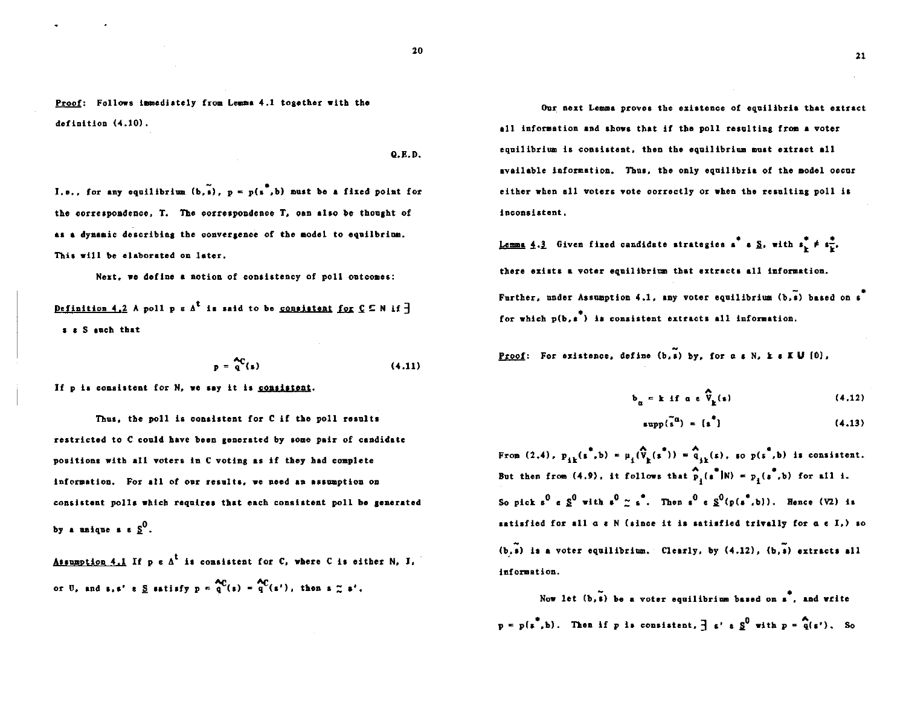**Proof:** Follows immediately from Lemma 4.1 together with the definition (4.10).

Q.E.D.

I.e., for any equilibrium $(b,\tilde{s})$, $p = p(s^*,b)$ must be a fixed point for the correspondence, T. The correspondence T, can also be thought of as a dynamic describing the convergence of the model to equilibrium. This will be elaborated on later.

Next, we define a notion of consistency of poll outcomes:

**Definition 4.2** A poll $p \in \Delta^t$ is said to be ***consistent for C*** $\subseteq N$ if $\exists$ $s \in S$ such that

$$p = \hat{q}^C(s) \tag{4.11}$$

If p is consistent for N, we say it is ***consistent***.

Thus, the poll is consistent for C if the poll results restricted to C could have been generated by some pair of candidate positions with all voters in C voting as if they had complete information. For all of our results, we need an assumption on consistent polls which requires that each consistent poll be generated by a unique $s \in \underline{S}^0$.

**Assumption 4.1** If $p \in \Delta^t$ is consistent for C, where C is either N, I, or U, and $s, s' \in \underline{S}$ satisfy $p = \hat{q}^C(s) = \hat{q}^C(s')$, then $s \simeq s'$.

Our next Lemma proves the existence of equilibria that extract all information and shows that if the poll resulting from a voter equilibrium is consistent, then the equilibrium must extract all available information. Thus, the only equilibria of the model occur either when all voters vote correctly or when the resulting poll is inconsistent.

**Lemma 4.3** Given fixed candidate strategies $s^* \in \underline{S}$, with $s^*_k \neq s^*_{\bar{k}}$, there exists a voter equilibrium that extracts all information. Further, under Assumption 4.1, any voter equilibrium $(b,\tilde{s})$ based on $s^*$ for which $p(b,s^*)$ is consistent extracts all information.

**Proof:** For existence, define $(b,\tilde{s})$ by, for $\alpha \in N$, $k \in K \cup \{0\}$,

$$b_\alpha = k \text{ if } \alpha \in \hat{V}_k(s) \tag{4.12}$$

$$\text{supp}(\tilde{s}^\alpha) = \{s^*\} \tag{4.13}$$

From (2.4), $p_{ik}(s^*,b) = \mu_i(\hat{V}_k(s^*)) = \hat{q}_{ik}(s)$, so $p(s^*,b)$ is consistent. But then from (4.9), it follows that $\hat{p}_i(s^*|N) = p_i(s^*,b)$ for all i. So pick $s^0 \in \underline{S}^0$ with $s^0 \simeq s^*$. Then $s^0 \in \underline{S}^0(p(s^*,b))$. Hence (V2) is satisfied for all $\alpha \in N$ (since it is satisfied trivally for $\alpha \in I$,) so $(b,\tilde{s})$ is a voter equilibrium. Clearly, by (4.12), $(b,\tilde{s})$ extracts all information.

Now let $(b,\tilde{s})$ be a voter equilibrium based on $s^*$, and write $p = p(s^*,b)$. Then if p is consistent, $\exists$ $s' \in \underline{S}^0$ with $p = \hat{q}(s')$. So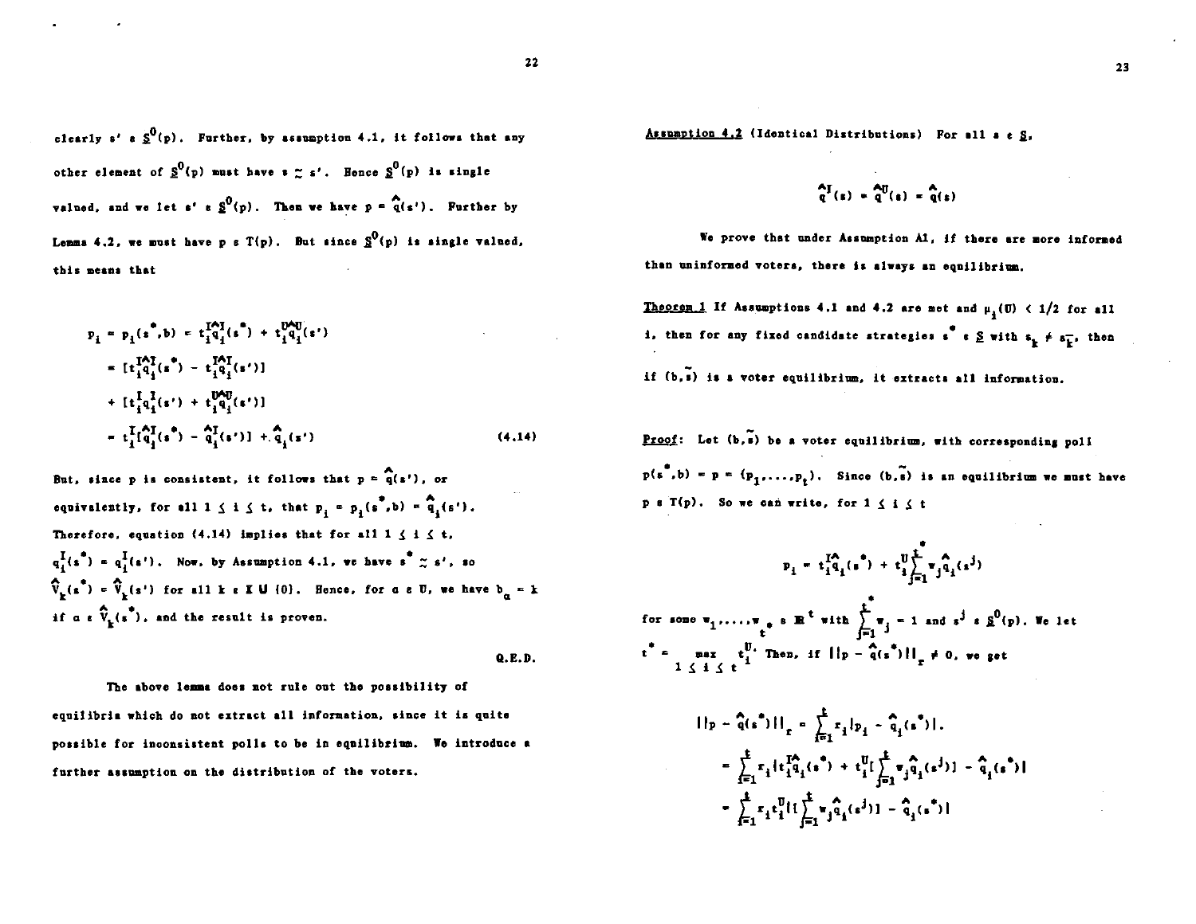clearly $s' \in \underline{S}^0(p)$. Further, by assumption 4.1, it follows that any other element of $\underline{S}^0(p)$ must have $s \sim s'$. Hence $\underline{S}^0(p)$ is single valued, and we let $s' \in \underline{S}^0(p)$. Then we have $p = \hat{q}(s')$. Further by Lemma 4.2, we must have $p \in T(p)$. But since $\underline{S}^0(p)$ is single valued, this means that

$$
\begin{aligned}
p_i = p_i(s^*,b) &= t_i^I \hat{q}_i^I(s^*) + t_i^U \hat{q}_i^U(s') \\
&= [t_i^I \hat{q}_i^I(s^*) - t_i^I \hat{q}_i^I(s')] \\
&\quad + [t_i^I q_i^I(s') + t_i^U \hat{q}_i^U(s')] \\
&= t_i^I [\hat{q}_i^I(s^*) - \hat{q}_i^I(s')] + \hat{q}_i(s')
\end{aligned}
\tag{4.14}
$$

But, since $p$ is consistent, it follows that $p = \hat{q}(s')$, or equivalently, for all $1 \leq i \leq t$, that $p_i = p_i(s^*,b) = \hat{q}_i(s')$. Therefore, equation (4.14) implies that for all $1 \leq i \leq t$, $q_i^I(s^*) = q_i^I(s')$. Now, by Assumption 4.1, we have $s^* \sim s'$, so $\hat{V}_k(s^*) = \hat{V}_k(s')$ for all $k \in K \cup \{0\}$. Hence, for $\alpha \in U$, we have $b_\alpha = k$ if $\alpha \in \hat{V}_k(s^*)$, and the result is proven.

Q.E.D.

The above lemma does not rule out the possibility of equilibria which do not extract all information, since it is quite possible for inconsistent polls to be in equilibrium. We introduce a further assumption on the distribution of the voters.

<u>Assumption 4.2</u> (Identical Distributions) For all $s \in \underline{S}$,

$$\hat{q}^I(s) = \hat{q}^U(s) = \hat{q}(s)$$

We prove that under Assumption A1, if there are more informed than uninformed voters, there is always an equilibrium.

<u>Theorem 1</u> If Assumptions 4.1 and 4.2 are met and $\mu_i(U) < 1/2$ for all $i$, then for any fixed candidate strategies $s^* \in \underline{S}$ with $s_k \neq s_{\overline{k}}$, then if $(b,\tilde{s})$ is a voter equilibrium, it extracts all information.

<u>Proof</u>: Let $(b,\tilde{s})$ be a voter equilibrium, with corresponding poll $p(s^*,b) = p = (p_1,\ldots,p_t)$. Since $(b,\tilde{s})$ is an equilibrium we must have $p \in T(p)$. So we can write, for $1 \leq i \leq t$

$$p_i = t_i^I \hat{q}_i(s^*) + t_i^U \sum_{j=1}^{t^*} w_j \hat{q}_i(s^j)$$

for some $w_1,\ldots,w_{t^*} \in \mathbb{R}^t$ with $\sum_{j=1}^{t^*} w_j = 1$ and $s^j \in \underline{S}^0(p)$. We let $t^* = \max_{1 \leq i \leq t} t_i^U$. Then, if $\|p - \hat{q}(s^*)\|_r \neq 0$, we get

$$
\begin{aligned}
\|p - \hat{q}(s^*)\|_r &= \sum_{i=1}^{t} r_i |p_i - \hat{q}_i(s^*)|. \\
&= \sum_{i=1}^{t} r_i |t_i^I \hat{q}_i(s^*) + t_i^U [\sum_{j=1}^{t} w_j \hat{q}_i(s^j)] - \hat{q}_i(s^*)| \\
&= \sum_{i=1}^{t} r_i t_i^U |[\sum_{j=1}^{t} w_j \hat{q}_i(s^j)] - \hat{q}_i(s^*)|
\end{aligned}
$$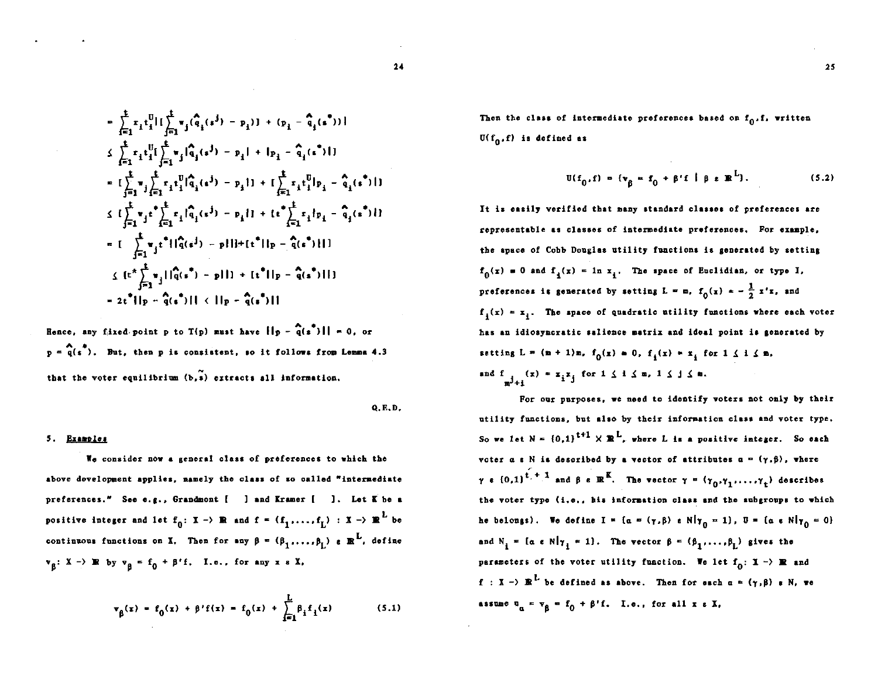$$= \sum_{i=1}^{t} r_i t_i^U | [\sum_{j=1}^{t} w_j (\hat{q}_i(s^j) - p_i)] + (p_i - \hat{q}_i(s^*)) |$$

$$\leq \sum_{i=1}^{t} r_i t_i^U [\sum_{j=1}^{t} w_j |\hat{q}_i(s^j) - p_i| + |p_i - \hat{q}_i(s^*)|]$$

$$= [\sum_{j=1}^{t} w_j \sum_{i=1}^{t} r_i t_i^U |\hat{q}_i(s^j) - p_i|] + [\sum_{i=1}^{t} r_i t_i^U |p_i - \hat{q}_i(s^*)|]$$

$$\leq [\sum_{j=1}^{t} w_j t^* \sum_{i=1}^{t} r_i |\hat{q}_i(s^j) - p_i|] + [t^* \sum_{i=1}^{t} r_i |p_i - \hat{q}_i(s^*)|]$$

$$= [\sum_{j=1}^{t} w_j t^* ||\hat{q}(s^j) - p||] + [t^* ||p - \hat{q}(s^*)||]$$

$$\leq [t^* \sum_{j=1}^{t} w_j ||\hat{q}(s^*) - p||] + [t^* ||p - \hat{q}(s^*)||]$$

$$= 2t^* ||p - \hat{q}(s^*)|| < ||p - \hat{q}(s^*)||$$

Hence, any fixed point $p$ to $T(p)$ must have $||p - \hat{q}(s^*)|| = 0$, or $p = \hat{q}(s^*)$. But, then $p$ is consistent, so it follows from Lemma 4.3 that the voter equilibrium $(b, \tilde{s})$ extracts all information.

Q.E.D.

## 5. Examples

We consider now a general class of preferences to which the above development applies, namely the class of so called "intermediate preferences." See e.g., Grandmont [ ] and Kramer [ ]. Let $K$ be a positive integer and let $f_0: X \to \mathbb{R}$ and $f = (f_1, \ldots, f_L) : X \to \mathbb{R}^L$ be continuous functions on $X$. Then for any $\beta = (\beta_1, \ldots, \beta_L) \in \mathbb{R}^L$, define $v_\beta: X \to \mathbb{R}$ by $v_\beta = f_0 + \beta' f$. I.e., for any $x \in X$,

$$v_\beta(x) = f_0(x) + \beta' f(x) = f_0(x) + \sum_{i=1}^{L} \beta_i f_i(x) \tag{5.1}$$

Then the class of intermediate preferences based on $f_0, f$, written $U(f_0, f)$ is defined as

$$U(f_0, f) = \{v_\beta = f_0 + \beta' f \mid \beta \in \mathbb{R}^L\}. \tag{5.2}$$

It is easily verified that many standard classes of preferences are representable as classes of intermediate preferences. For example, the space of Cobb Douglas utility functions is generated by setting $f_0(x) = 0$ and $f_i(x) = \ln x_i$. The space of Euclidian, or type I, preferences is generated by setting $L = m$, $f_0(x) = -\frac{1}{2} x'x$, and $f_i(x) = x_i$. The space of quadratic utility functions where each voter has an idiosyncratic salience matrix and ideal point is generated by setting $L = (m + 1)m$, $f_0(x) = 0$, $f_i(x) = x_i$ for $1 \leq i \leq m$, and $f_{m^j+i}(x) = x_i x_j$ for $1 \leq i \leq m$, $1 \leq j \leq m$.

For our purposes, we need to identify voters not only by their utility functions, but also by their information class and voter type. So we let $N = \{0,1\}^{t+1} \times \mathbb{R}^L$, where $L$ is a positive integer. So each voter $\alpha \in N$ is described by a vector of attributes $\alpha = (\gamma, \beta)$, where $\gamma \in \{0,1\}^{t+1}$ and $\beta \in \mathbb{R}^K$. The vector $\gamma = (\gamma_0, \gamma_1, \ldots, \gamma_t)$ describes the voter type (i.e., his information class and the subgroups to which he belongs). We define $I = \{\alpha = (\gamma, \beta) \in N | \gamma_0 = 1\}$, $U = \{\alpha \in N | \gamma_0 = 0\}$ and $N_i = \{\alpha \in N | \gamma_i = 1\}$. The vector $\beta = (\beta_1, \ldots, \beta_L)$ gives the parameters of the voter utility function. We let $f_0: X \to \mathbb{R}$ and $f : X \to \mathbb{R}^L$ be defined as above. Then for each $\alpha = (\gamma, \beta) \in N$, we assume $u_\alpha = v_\beta = f_0 + \beta' f$. I.e., for all $x \in X$,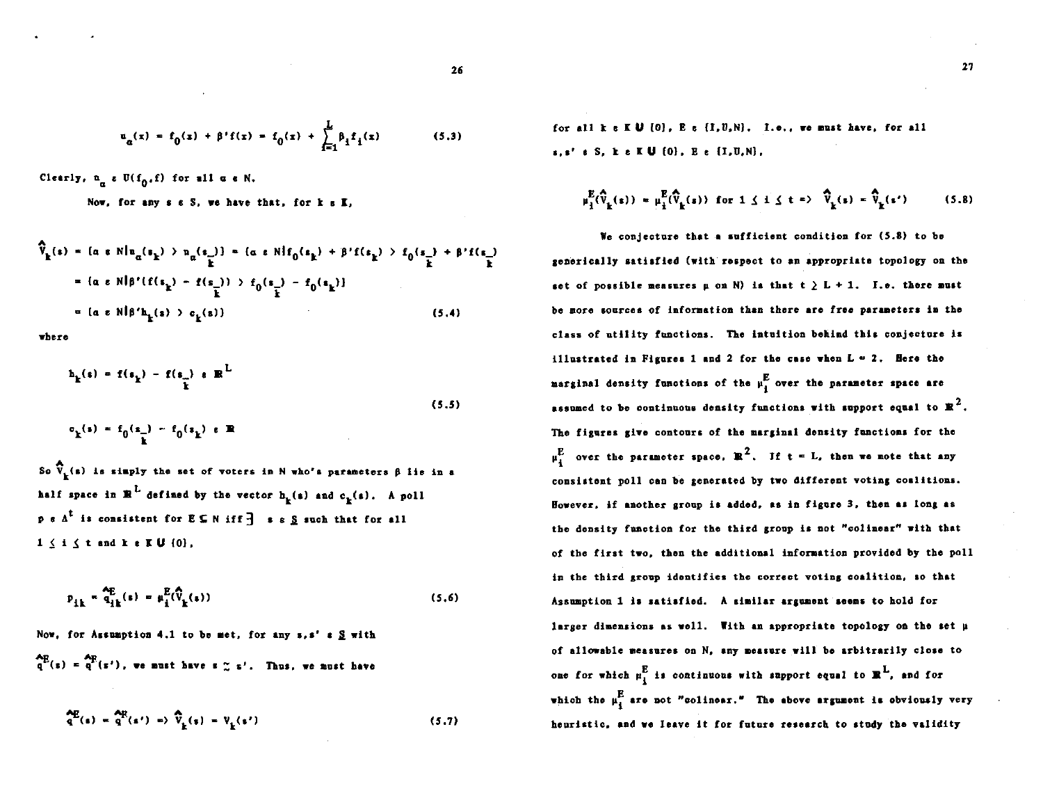$$u_\alpha(x) = f_0(x) + \beta' f(x) = f_0(x) + \sum_{i=1}^{L} \beta_i f_i(x) \tag{5.3}$$

Clearly, $u_\alpha \in U(f_0, f)$ for all $\alpha \in N$.

Now, for any $s \in S$, we have that, for $k \in K$,

$$\begin{aligned}
\hat{V}_k(s) &= \{\alpha \in N \mid u_\alpha(s_k) > u_\alpha(s_{\underline{k}})\} = \{\alpha \in N \mid f_0(s_k) + \beta' f(s_k) > f_0(s_{\underline{k}}) + \beta' f(s_{\underline{k}})\} \\
&= \{\alpha \in N \mid \beta'(f(s_k) - f(s_{\underline{k}})) > f_0(s_{\underline{k}}) - f_0(s_k)\} \\
&= \{\alpha \in N \mid \beta' h_k(s) > c_k(s)\}
\end{aligned} \tag{5.4}$$

where

$$\begin{aligned}
h_k(s) &= f(s_k) - f(s_{\underline{k}}) \in \mathbb{R}^L \\
c_k(s) &= f_0(s_{\underline{k}}) - f_0(s_k) \in \mathbb{R}
\end{aligned} \tag{5.5}$$

So $\hat{V}_k(s)$ is simply the set of voters in N who's parameters $\beta$ lie in a half space in $\mathbb{R}^L$ defined by the vector $h_k(s)$ and $c_k(s)$. A poll $p \in \Delta^t$ is consistent for $E \subseteq N$ iff $\exists$ $s \in \underline{S}$ such that for all $1 \leq i \leq t$ and $k \in K \cup \{0\}$,

$$p_{ik} = \hat{q}^E_{ik}(s) = \mu^E_i(\hat{V}_k(s)) \tag{5.6}$$

Now, for Assumption 4.1 to be met, for any $s, s' \in \underline{S}$ with $\hat{q}^E(s) = \hat{q}^E(s')$, we must have $s \sim s'$. Thus, we must have

$$\hat{q}^E(s) = \hat{q}^E(s') \Rightarrow \hat{V}_k(s) = V_k(s') \tag{5.7}$$

for all $k \in K \cup \{0\}$, $E \in \{I, U, N\}$. I.e., we must have, for all $s, s' \in S$, $k \in K \cup \{0\}$, $E \in \{I, U, N\}$,

$$\mu^E_i(\hat{V}_k(s)) = \mu^E_i(\hat{V}_k(s)) \text{ for } 1 \leq i \leq t \Rightarrow \hat{V}_k(s) = \hat{V}_k(s') \tag{5.8}$$

We conjecture that a sufficient condition for (5.8) to be generically satisfied (with respect to an appropriate topology on the set of possible measures $\mu$ on N) is that $t \geq L + 1$. I.e. there must be more sources of information than there are free parameters in the class of utility functions. The intuition behind this conjecture is illustrated in Figures 1 and 2 for the case when $L = 2$. Here the marginal density functions of the $\mu^E_i$ over the parameter space are assumed to be continuous density functions with support equal to $\mathbb{R}^2$. The figures give contours of the marginal density functions for the $\mu^E_i$ over the parameter space, $\mathbb{R}^2$. If $t = L$, then we note that any consistent poll can be generated by two different voting coalitions. However, if another group is added, as in figure 3, then as long as the density function for the third group is not "colinear" with that of the first two, then the additional information provided by the poll in the third group identifies the correct voting coalition, so that Assumption 1 is satisfied. A similar argument seems to hold for larger dimensions as well. With an appropriate topology on the set $\mu$ of allowable measures on N, any measure will be arbitrarily close to one for which $\mu^E_i$ is continuous with support equal to $\mathbb{R}^L$, and for which the $\mu^E_i$ are not "colinear." The above argument is obviously very heuristic, and we leave it for future research to study the validity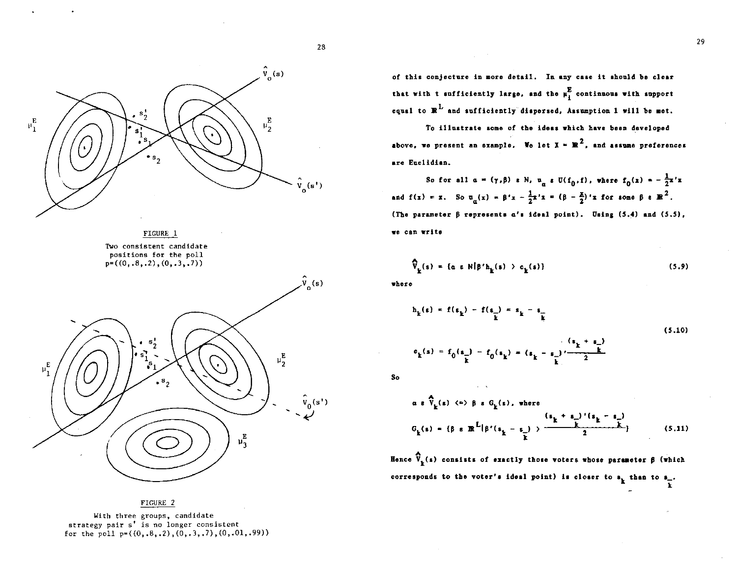FIGURE 1

Two consistent candidate positions for the poll $p=((0,.8,.2),(0,.3,.7))$

FIGURE 2

With three groups, candidate strategy pair $s'$ is no longer consistent for the poll $p=((0,.8,.2),(0,.3,.7),(0,.01,.99))$

of this conjecture in more detail. In any case it should be clear that with t sufficiently large, and the $\mu_1^E$ continuous with support equal to $\mathbb{R}^L$ and sufficiently dispersed, Assumption 1 will be met.

To illustrate some of the ideas which have been developed above, we present an example. We let $X = \mathbb{R}^2$, and assume preferences are Euclidian.

So for all $\alpha = (\gamma,\beta) \in N$, $u_\alpha \in U(f_0,f)$, where $f_0(x) = -\frac{1}{2}x'x$ and $f(x) = x$. So $u_\alpha(x) = \beta'x - \frac{1}{2}x'x = (\beta - \frac{x}{2})'x$ for some $\beta \in \mathbb{R}^2$. (The parameter $\beta$ represents $\alpha$'s ideal point). Using (5.4) and (5.5), we can write

$$\hat{V}_k(s) = \{\alpha \in N | \beta' h_k(s) > c_k(s)\} \tag{5.9}$$

where

$$h_k(s) = f(s_k) - f(s_{\underline{k}}) = s_k - s_{\underline{k}}$$

$$c_k(s) = f_0(s_{\underline{k}}) - f_0(s_k) = (s_k - s_{\underline{k}})' \frac{(s_k + s_{\underline{k}})}{2} \tag{5.10}$$

So

$$\alpha \in \hat{V}_k(s) \iff \beta \in G_k(s), \text{ where}$$

$$G_k(s) = \{\beta \in \mathbb{R}^L | \beta'(s_k - s_{\underline{k}}) > \frac{(s_k + s_{\underline{k}})'(s_k - s_{\underline{k}})}{2}\} \tag{5.11}$$

Hence $\hat{V}_k(s)$ consists of exactly those voters whose parameter $\beta$ (which corresponds to the voter's ideal point) is closer to $s_k$ than to $s_{\underline{k}}$.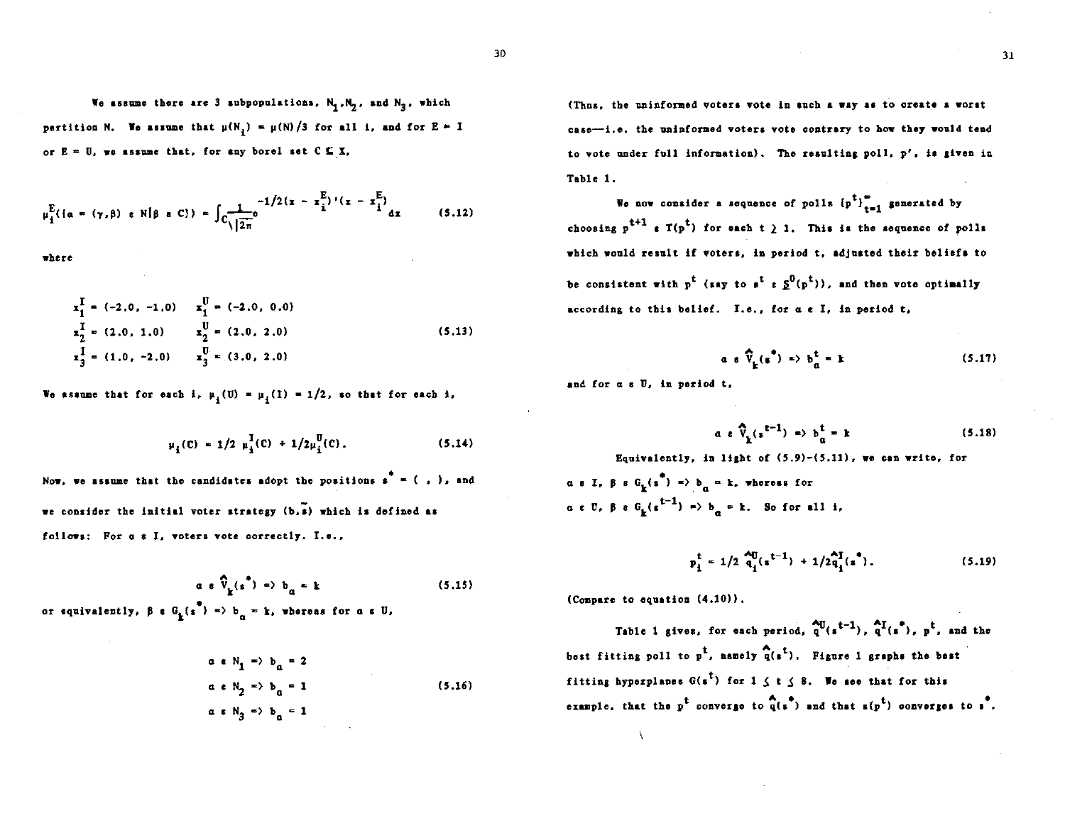We assume there are 3 subpopulations, $N_1, N_2$, and $N_3$, which partition N. We assume that $\mu(N_i) = \mu(N)/3$ for all i, and for E = I or E = U, we assume that, for any borel set $C \subseteq X$,

$$\mu_i^E(\{a = (\gamma,\beta) \in N | \beta \in C\}) = \int_C \frac{1}{\sqrt{2\pi}} e^{-1/2(x - x_i^E)'(x - x_i^E)} dx \qquad (5.12)$$

where

$$\begin{array}{ll} x_1^I = (-2.0, -1.0) & x_1^U = (-2.0, 0.0) \\ x_2^I = (2.0, 1.0) & x_2^U = (2.0, 2.0) \\ x_3^I = (1.0, -2.0) & x_3^U = (3.0, 2.0) \end{array} \qquad (5.13)$$

We assume that for each i, $\mu_i(U) = \mu_i(I) = 1/2$, so that for each i,

$$\mu_i(C) = 1/2\, \mu_i^I(C) + 1/2\mu_i^U(C). \qquad (5.14)$$

Now, we assume that the candidates adopt the positions $s^* = ( \;,\; )$, and we consider the initial voter strategy $(b,\tilde{s})$ which is defined as follows: For $a \in I$, voters vote correctly. I.e.,

$$a \in \hat{V}_k(s^*) \Rightarrow b_a = k \qquad (5.15)$$

or equivalently, $\beta \in G_k(s^*) \Rightarrow b_a = k$, whereas for $a \in U$,

$$\begin{array}{l} a \in N_1 \Rightarrow b_a = 2 \\ a \in N_2 \Rightarrow b_a = 1 \\ a \in N_3 \Rightarrow b_a = 1 \end{array} \qquad (5.16)$$

(Thus, the uninformed voters vote in such a way as to create a worst case—i.e. the uninformed voters vote contrary to how they would tend to vote under full information). The resulting poll, p', is given in Table 1.

We now consider a sequence of polls $\{p^t\}_{t=1}^{\infty}$ generated by choosing $p^{t+1} \in T(p^t)$ for each $t \geq 1$. This is the sequence of polls which would result if voters, in period t, adjusted their beliefs to be consistent with $p^t$ (say to $s^t \in \underline{S}^0(p^t)$), and then vote optimally according to this belief. I.e., for $a \in I$, in period t,

$$a \in \hat{V}_k(s^*) \Rightarrow b_a^t = k \qquad (5.17)$$

and for $a \in U$, in period t,

$$a \in \hat{V}_k(s^{t-1}) \Rightarrow b_a^t = k \qquad (5.18)$$

Equivalently, in light of (5.9)-(5.11), we can write, for $a \in I$, $\beta \in G_k(s^*) \Rightarrow b_a = k$, whereas for $a \in U$, $\beta \in G_k(s^{t-1}) \Rightarrow b_a = k$. So for all i,

$$p_i^t = 1/2\, \hat{q}_i^U(s^{t-1}) + 1/2\hat{q}_i^I(s^*). \qquad (5.19)$$

(Compare to equation (4.10)).

Table 1 gives, for each period, $\hat{q}^U(s^{t-1})$, $\hat{q}^I(s^*)$, $p^t$, and the best fitting poll to $p^t$, namely $\hat{q}(s^t)$. Figure 1 graphs the best fitting hyperplanes $G(s^t)$ for $1 \leq t \leq 8$. We see that for this example, that the $p^t$ converge to $\hat{q}(s^*)$ and that $s(p^t)$ converges to $s^*$.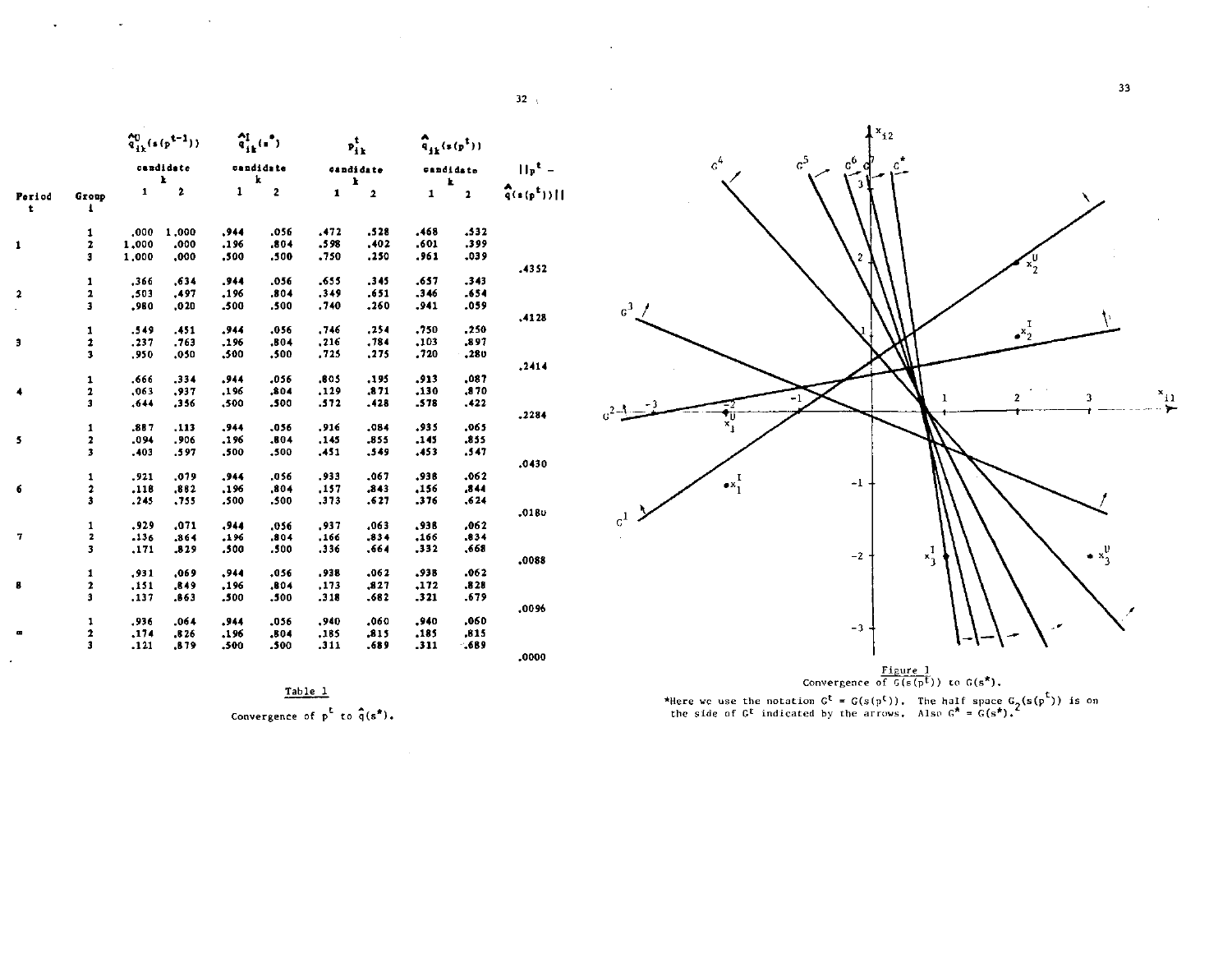| Period $t$ | Group $i$ | $\hat{q}^U_{ik}(s(p^{t-1}))$ candidate $k$ 1 | 2 | $\hat{q}^I_{ik}(s^*)$ candidate $k$ 1 | 2 | $p^t_{ik}$ candidate $k$ 1 | 2 | $\hat{q}_{ik}(s(p^t))$ candidate $k$ 1 | 2 | $\|\|p^t - \hat{q}(s(p^t))\|\|$ |
|---|---|---|---|---|---|---|---|---|---|---|
| 1 | 1 | .000 | 1.000 | .944 | .056 | .472 | .528 | .468 | .532 | |
| | 2 | 1.000 | .000 | .196 | .804 | .598 | .402 | .601 | .399 | |
| | 3 | 1.000 | .000 | .500 | .500 | .750 | .250 | .961 | .039 | |
| | | | | | | | | | | .4352 |
| 2 | 1 | .366 | .634 | .944 | .056 | .655 | .345 | .657 | .343 | |
| | 2 | .503 | .497 | .196 | .804 | .349 | .651 | .346 | .654 | |
| | 3 | .980 | .020 | .500 | .500 | .740 | .260 | .941 | .059 | |
| | | | | | | | | | | .4128 |
| 3 | 1 | .549 | .451 | .944 | .056 | .746 | .254 | .750 | .250 | |
| | 2 | .237 | .763 | .196 | .804 | .216 | .784 | .103 | .897 | |
| | 3 | .950 | .050 | .500 | .500 | .725 | .275 | .720 | .280 | |
| | | | | | | | | | | .2414 |
| 4 | 1 | .666 | .334 | .944 | .056 | .805 | .195 | .913 | .087 | |
| | 2 | .063 | .937 | .196 | .804 | .129 | .871 | .130 | .870 | |
| | 3 | .644 | .356 | .500 | .500 | .572 | .428 | .578 | .422 | |
| | | | | | | | | | | .2284 |
| 5 | 1 | .887 | .113 | .944 | .056 | .916 | .084 | .935 | .065 | |
| | 2 | .094 | .906 | .196 | .804 | .145 | .855 | .145 | .855 | |
| | 3 | .403 | .597 | .500 | .500 | .451 | .549 | .453 | .547 | |
| | | | | | | | | | | .0430 |
| 6 | 1 | .921 | .079 | .944 | .056 | .933 | .067 | .938 | .062 | |
| | 2 | .118 | .882 | .196 | .804 | .157 | .843 | .156 | .844 | |
| | 3 | .245 | .755 | .500 | .500 | .373 | .627 | .376 | .624 | |
| | | | | | | | | | | .0180 |
| 7 | 1 | .929 | .071 | .944 | .056 | .937 | .063 | .938 | .062 | |
| | 2 | .136 | .864 | .196 | .804 | .166 | .834 | .166 | .834 | |
| | 3 | .171 | .829 | .500 | .500 | .336 | .664 | .332 | .668 | |
| | | | | | | | | | | .0088 |
| 8 | 1 | .931 | .069 | .944 | .056 | .938 | .062 | .938 | .062 | |
| | 2 | .151 | .849 | .196 | .804 | .173 | .827 | .172 | .828 | |
| | 3 | .137 | .863 | .500 | .500 | .318 | .682 | .321 | .679 | |
| | | | | | | | | | | .0096 |
| $\infty$ | 1 | .936 | .064 | .944 | .056 | .940 | .060 | .940 | .060 | |
| | 2 | .174 | .826 | .196 | .804 | .185 | .815 | .185 | .815 | |
| | 3 | .121 | .879 | .500 | .500 | .311 | .689 | .311 | .689 | |
| | | | | | | | | | | .0000 |

Table 1

Convergence of $p^t$ to $\hat{q}(s^*)$.

Figure 1

Convergence of $G(s(p^t))$ to $G(s^*)$.

*Here we use the notation $G^t = G(s(p^t))$. The half space $G_2(s(p^t))$ is on the side of $G^t$ indicated by the arrows. Also $G^* = G(s^*)$.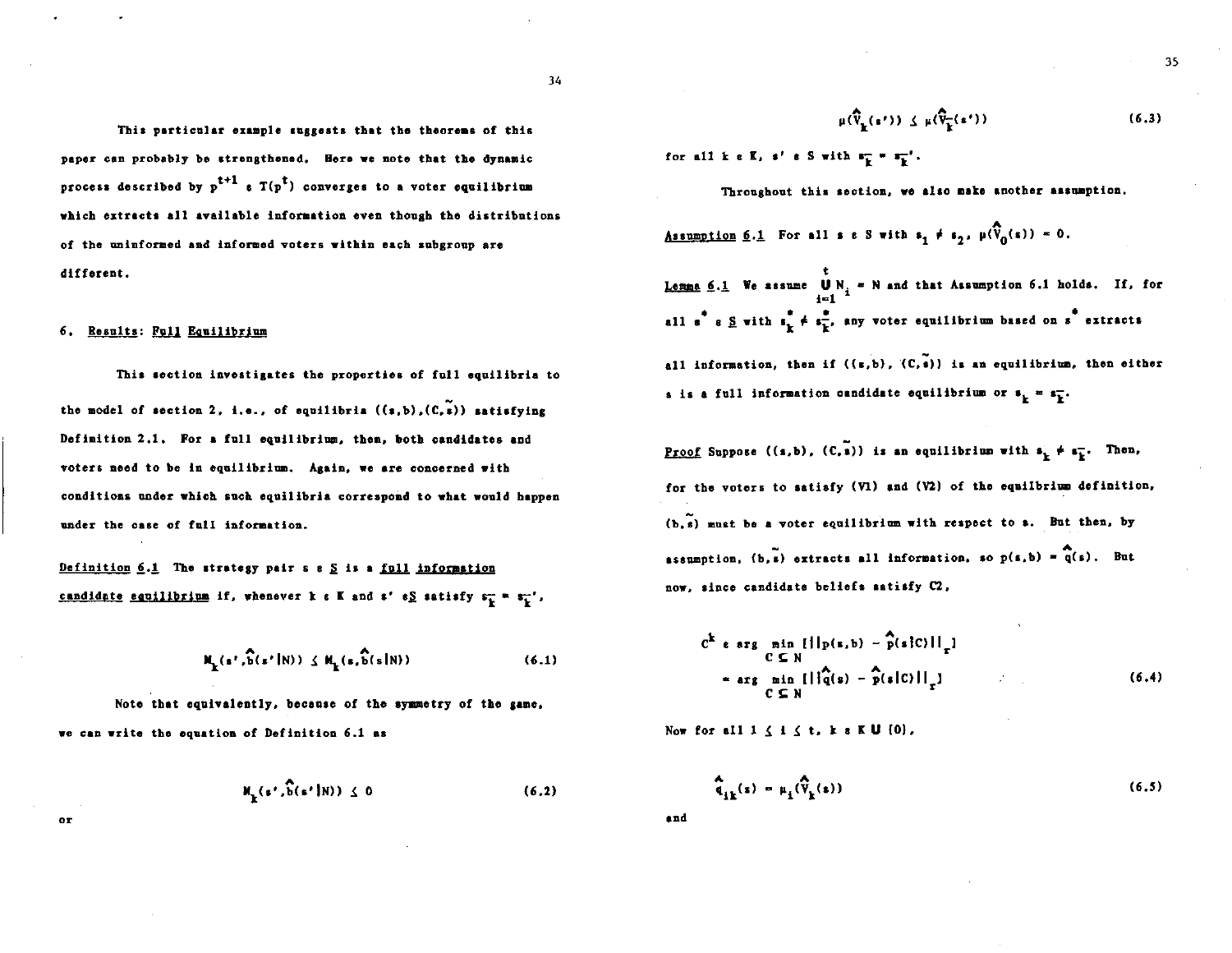This particular example suggests that the theorems of this paper can probably be strengthened. Here we note that the dynamic process described by $p^{t+1} \in T(p^t)$ converges to a voter equilibrium which extracts all available information even though the distributions of the uninformed and informed voters within each subgroup are different.

## 6. Results: Full Equilibrium

This section investigates the properties of full equilibria to the model of section 2, i.e., of equilibria $((s,b),(C,\tilde{s}))$ satisfying Definition 2.1. For a full equilibrium, then, both candidates and voters need to be in equilibrium. Again, we are concerned with conditions under which such equilibria correspond to what would happen under the case of full information.

**Definition 6.1** The strategy pair $s \in \underline{S}$ is a *full information candidate equilibrium* if, whenever $k \in K$ and $s' \in \underline{S}$ satisfy $s_{\bar{k}} = s_{\bar{k}}'$,

$$M_k(s',\hat{b}(s'|N)) \leq M_k(s,\hat{b}(s|N)) \tag{6.1}$$

Note that equivalently, because of the symmetry of the game, we can write the equation of Definition 6.1 as

$$M_k(s',\hat{b}(s'|N)) \leq 0 \tag{6.2}$$

or

$$\mu(\hat{V}_k(s')) \leq \mu(\hat{V}_{\bar{k}}(s')) \tag{6.3}$$

for all $k \in K$, $s' \in S$ with $s_{\bar{k}} = s_{\bar{k}}'$.

Throughout this section, we also make another assumption.

**Assumption 6.1** For all $s \in S$ with $s_1 \neq s_2$, $\mu(\hat{V}_0(s)) = 0$.

**Lemma 6.1** We assume $\bigcup_{i=1}^{t} N_i = N$ and that Assumption 6.1 holds. If, for all $s^* \in \underline{S}$ with $s_k^* \neq s_{\bar{k}}^*$, any voter equilibrium based on $s^*$ extracts all information, then if $((s,b),(C,\tilde{s}))$ is an equilibrium, then either $s$ is a full information candidate equilibrium or $s_k = s_{\bar{k}}$.

**Proof** Suppose $((s,b),(C,\tilde{s}))$ is an equilibrium with $s_k \neq s_{\bar{k}}$. Then, for the voters to satisfy (V1) and (V2) of the equilibrium definition, $(b,\tilde{s})$ must be a voter equilibrium with respect to $s$. But then, by assumption, $(b,\tilde{s})$ extracts all information, so $p(s,b) = \hat{q}(s)$. But now, since candidate beliefs satisfy C2,

$$
\begin{aligned}
C^k &\in \arg \min_{C \subseteq N} [||p(s,b) - \hat{p}(s|C)||_r] \\
&= \arg \min_{C \subseteq N} [||\hat{q}(s) - \hat{p}(s|C)||_r]
\end{aligned} \tag{6.4}
$$

Now for all $1 \leq i \leq t$, $k \in K \cup \{0\}$,

$$\hat{q}_{ik}(s) = \mu_i(\hat{V}_k(s)) \tag{6.5}$$

and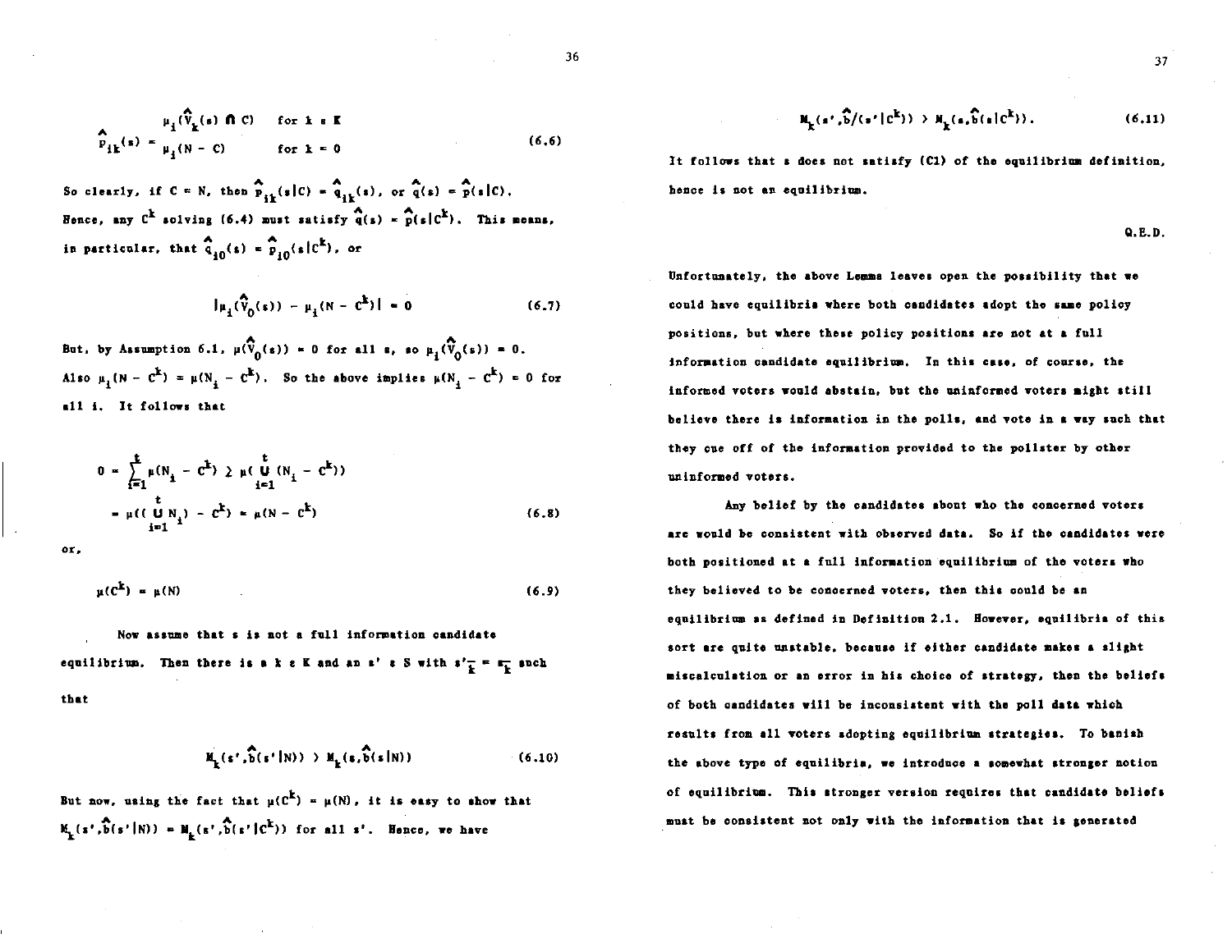$$\hat{p}_{ik}(s) = \begin{cases} \mu_i(\hat{V}_k(s) \cap C) & \text{for } k \in K \\ \mu_i(N - C) & \text{for } k = 0 \end{cases} \tag{6.6}$$

So clearly, if $C = N$, then $\hat{p}_{ik}(s|C) = \hat{q}_{ik}(s)$, or $\hat{q}(s) = \hat{p}(s|C)$. Hence, any $C^k$ solving (6.4) must satisfy $\hat{q}(s) = \hat{p}(s|C^k)$. This means, in particular, that $\hat{q}_{i0}(s) = \hat{p}_{i0}(s|C^k)$, or

$$|\mu_i(\hat{V}_0(s)) - \mu_i(N - C^k)| = 0 \tag{6.7}$$

But, by Assumption 6.1, $\mu(\hat{V}_0(s)) = 0$ for all $s$, so $\mu_i(\hat{V}_0(s)) = 0$. Also $\mu_i(N - C^k) = \mu(N_i - C^k)$. So the above implies $\mu(N_i - C^k) = 0$ for all $i$. It follows that

$$\begin{aligned} 0 = \sum_{i=1}^{t} \mu(N_i - C^k) &\geq \mu(\bigcup_{i=1}^{t} (N_i - C^k)) \\ &= \mu((\bigcup_{i=1}^{t} N_i) - C^k) = \mu(N - C^k) \end{aligned} \tag{6.8}$$

or,

$$\mu(C^k) = \mu(N) \tag{6.9}$$

Now assume that $s$ is not a full information candidate equilibrium. Then there is a $k \in K$ and an $s' \in S$ with $s'_{\bar{k}} = s_{\bar{k}}$ such that

$$M_k(s', \hat{b}(s'|N)) > M_k(s, \hat{b}(s|N)) \tag{6.10}$$

But now, using the fact that $\mu(C^k) = \mu(N)$, it is easy to show that $M_k(s', \hat{b}(s'|N)) = M_k(s', \hat{b}(s'|C^k))$ for all $s'$. Hence, we have

$$M_k(s', \hat{b}/(s'|C^k)) > M_k(s, \hat{b}(s|C^k)). \tag{6.11}$$

It follows that $s$ does not satisfy (C1) of the equilibrium definition, hence is not an equilibrium.

Q.E.D.

Unfortunately, the above Lemma leaves open the possibility that we could have equilibria where both candidates adopt the same policy positions, but where these policy positions are not at a full information candidate equilibrium. In this case, of course, the informed voters would abstain, but the uninformed voters might still believe there is information in the polls, and vote in a way such that they cue off of the information provided to the pollster by other uninformed voters.

Any belief by the candidates about who the concerned voters are would be consistent with observed data. So if the candidates were both positioned at a full information equilibrium of the voters who they believed to be concerned voters, then this could be an equilibrium as defined in Definition 2.1. However, equilibria of this sort are quite unstable, because if either candidate makes a slight miscalculation or an error in his choice of strategy, then the beliefs of both candidates will be inconsistent with the poll data which results from all voters adopting equilibrium strategies. To banish the above type of equilibria, we introduce a somewhat stronger notion of equilibrium. This stronger version requires that candidate beliefs must be consistent not only with the information that is generated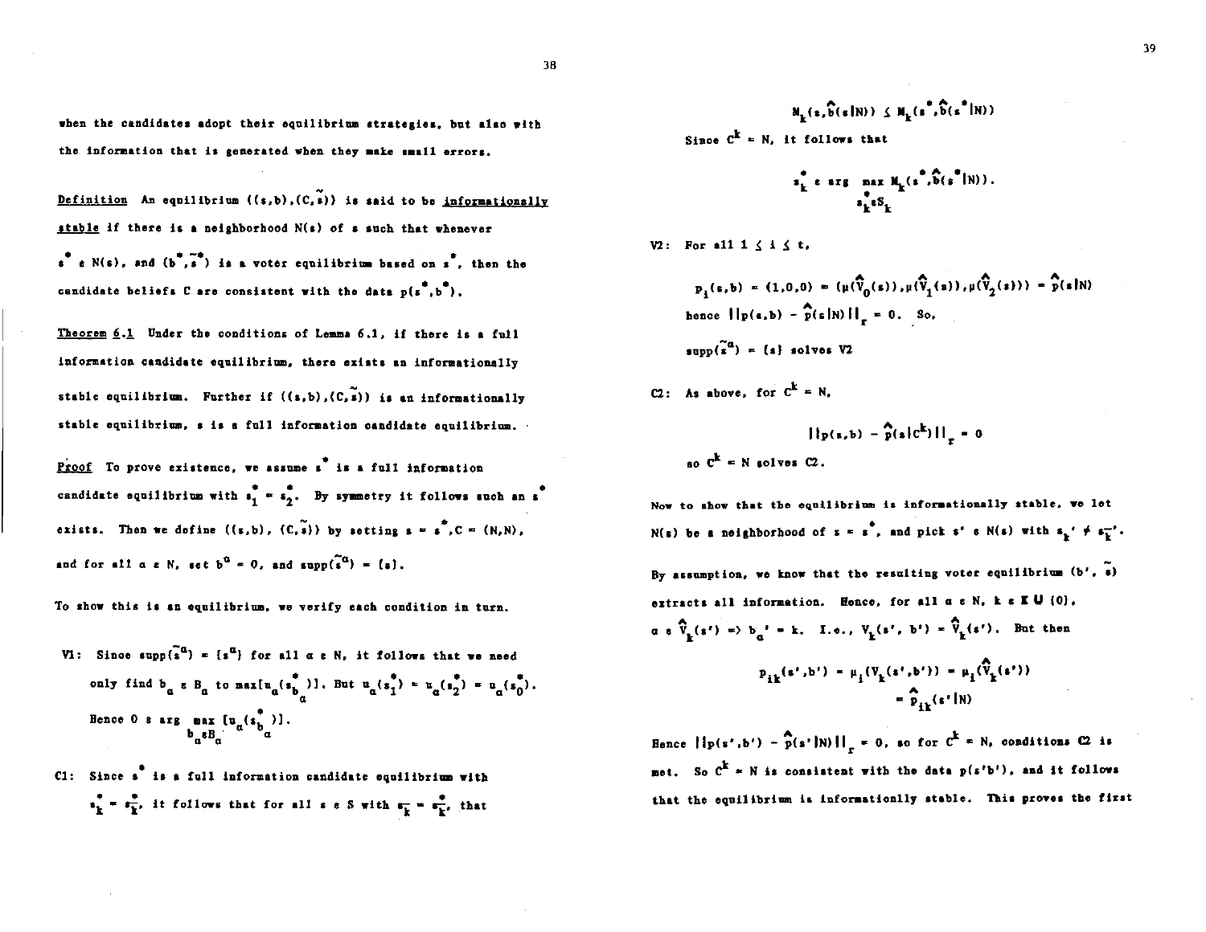when the candidates adopt their equilibrium strategies, but also with the information that is generated when they make small errors.

**Definition** An equilibrium $((s,b),(C,\tilde{s}))$ is said to be *informationally stable* if there is a neighborhood $N(s)$ of $s$ such that whenever $s^* \in N(s)$, and $(b^*,\tilde{s}^*)$ is a voter equilibrium based on $s^*$, then the candidate beliefs $C$ are consistent with the data $p(s^*,b^*)$.

**Theorem 6.1** Under the conditions of Lemma 6.1, if there is a full information candidate equilibrium, there exists an informationally stable equilibrium. Further if $((s,b),(C,\tilde{s}))$ is an informationally stable equilibrium, $s$ is a full information candidate equilibrium.

**Proof** To prove existence, we assume $s^*$ is a full information candidate equilibrium with $s_1^* = s_2^*$. By symmetry it follows such an $s^*$ exists. Then we define $((s,b),(C,\tilde{s}))$ by setting $s = s^*, C = (N,N)$, and for all $\alpha \in N$, set $b^\alpha = 0$, and $\text{supp}(\tilde{s}^\alpha) = \{s\}$.

To show this is an equilibrium, we verify each condition in turn.

V1: Since $\text{supp}(\tilde{s}^\alpha) = \{s^\alpha\}$ for all $\alpha \in N$, it follows that we need only find $b_\alpha \in B_\alpha$ to $\max[u_\alpha(s^*_{b_\alpha})]$. But $u_\alpha(s_1^*) = u_\alpha(s_2^*) = u_\alpha(s_0^*)$. Hence $0 \in \arg \max_{b_\alpha \in B_\alpha} [u_\alpha(s^*_{b_\alpha})]$.

C1: Since $s^*$ is a full information candidate equilibrium with $s_k^* = s_{\bar{k}}^*$, it follows that for all $s \in S$ with $s_{\bar{k}} = s_{\bar{k}}^*$, that

$$M_k(s,\hat{b}(s|N)) \leq M_k(s^*,\hat{b}(s^*|N))$$

Since $C^k = N$, it follows that

$$s_k^* \in \arg \max_{s_k \in S_k} M_k(s^*,\hat{b}(s^*|N)).$$

V2: For all $1 \leq i \leq t$,

$$p_i(s,b) = (1,0,0) = (\mu(\hat{V}_0(s)),\mu(\hat{V}_1(s)),\mu(\hat{V}_2(s))) = \hat{p}(s|N)$$

hence $||p(s,b) - \hat{p}(s|N)||_r = 0$. So,

$\text{supp}(\tilde{s}^\alpha) = \{s\}$ solves V2

C2: As above, for $C^k = N$,

$$||p(s,b) - \hat{p}(s|C^k)||_r = 0$$

so $C^k = N$ solves C2.

Now to show that the equilibrium is informationally stable, we let $N(s)$ be a neighborhood of $s = s^*$, and pick $s' \in N(s)$ with $s_k' \neq s_{\bar{k}}'$. By assumption, we know that the resulting voter equilibrium $(b', \tilde{s})$ extracts all information. Hence, for all $\alpha \in N$, $k \in K \cup \{0\}$, $\alpha \in \hat{V}_k(s') \Rightarrow b_\alpha' = k$. I.e., $V_k(s', b') = \hat{V}_k(s')$. But then

$$p_{ik}(s',b') = \mu_i(V_k(s',b')) = \mu_i(\hat{V}_k(s'))$$
$$= \hat{p}_{ik}(s'|N)$$

Hence $||p(s',b') - \hat{p}(s'|N)||_r = 0$, so for $C^k = N$, conditions C2 is met. So $C^k = N$ is consistent with the data $p(s'b')$, and it follows that the equilibrium is informationlly stable. This proves the first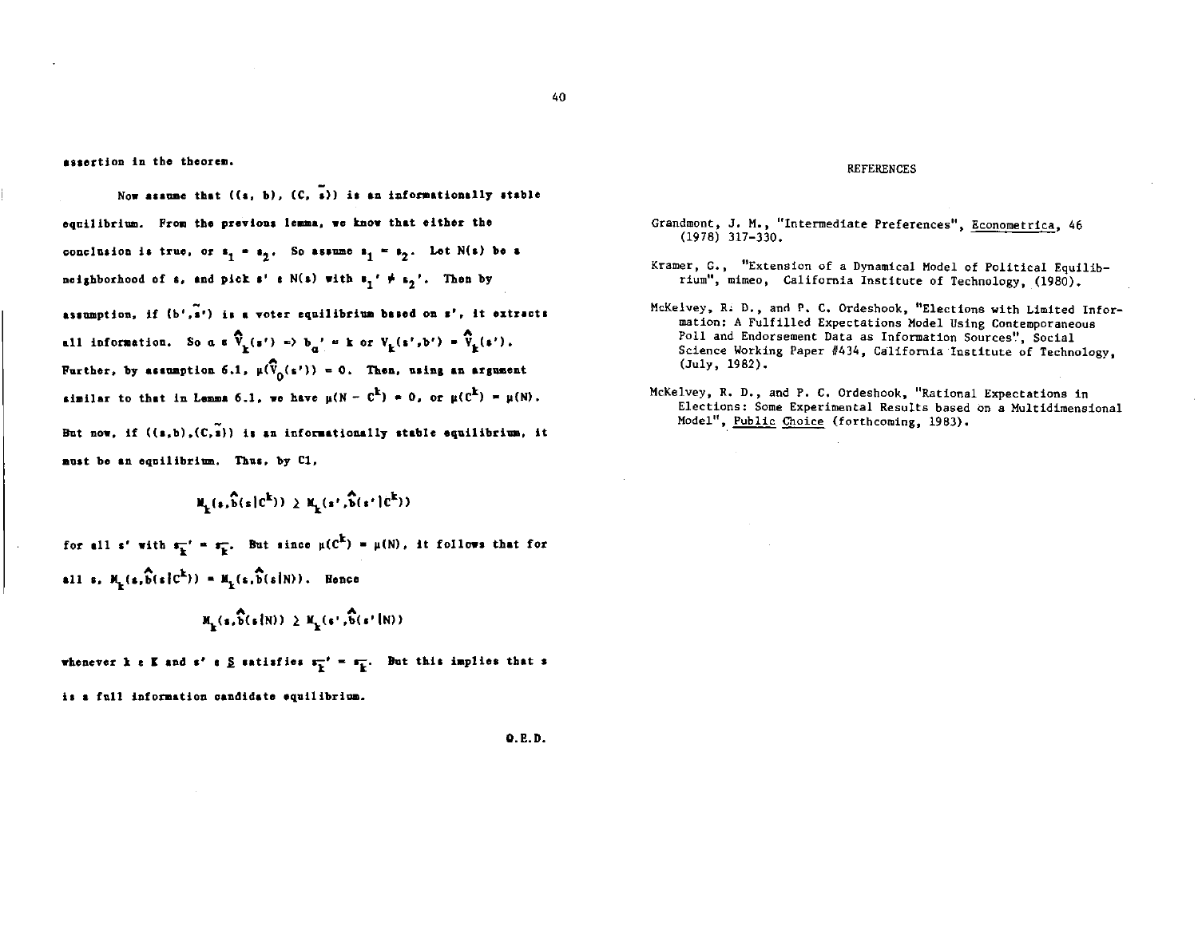assertion in the theorem.

Now assume that $((s, b), (C, \tilde{s}))$ is an informationally stable equilibrium. From the previous lemma, we know that either the conclusion is true, or $s_1 = s_2$. So assume $s_1 = s_2$. Let $N(s)$ be a neighborhood of $s$, and pick $s' \in N(s)$ with $s_1' \neq s_2'$. Then by assumption, if $(b', \tilde{s}')$ is a voter equilibrium based on $s'$, it extracts all information. So $\alpha \in \hat{V}_k(s') \Rightarrow b_\alpha' = k$ or $V_k(s', b') = \hat{V}_k(s')$. Further, by assumption 6.1, $\mu(\hat{V}_0(s')) = 0$. Then, using an argument similar to that in Lemma 6.1, we have $\mu(N - C^k) = 0$, or $\mu(C^k) = \mu(N)$. But now, if $((s,b),(C,\tilde{s}))$ is an informationally stable equilibrium, it must be an equilibrium. Thus, by C1,

$$M_k(s, \hat{b}(s|C^k)) \geq M_k(s', \hat{b}(s'|C^k))$$

for all $s'$ with $s_{\bar{k}}' = s_{\bar{k}}$. But since $\mu(C^k) = \mu(N)$, it follows that for all $s$, $M_k(s, \hat{b}(s|C^k)) = M_k(s, \hat{b}(s|N))$. Hence

$$M_k(s, \hat{b}(s|N)) \geq M_k(s', \hat{b}(s'|N))$$

whenever $k \in K$ and $s' \in \underline{S}$ satisfies $s_{\bar{k}}' = s_{\bar{k}}$. But this implies that $s$ is a full information candidate equilibrium.

Q.E.D.

## REFERENCES

Grandmont, J. M., "Intermediate Preferences", Econometrica, 46 (1978) 317-330.

Kramer, G., "Extension of a Dynamical Model of Political Equilibrium", mimeo, California Institute of Technology, (1980).

McKelvey, R. D., and P. C. Ordeshook, "Elections with Limited Information: A Fulfilled Expectations Model Using Contemporaneous Poll and Endorsement Data as Information Sources", Social Science Working Paper #434, California Institute of Technology, (July, 1982).

McKelvey, R. D., and P. C. Ordeshook, "Rational Expectations in Elections: Some Experimental Results based on a Multidimensional Model", Public Choice (forthcoming, 1983).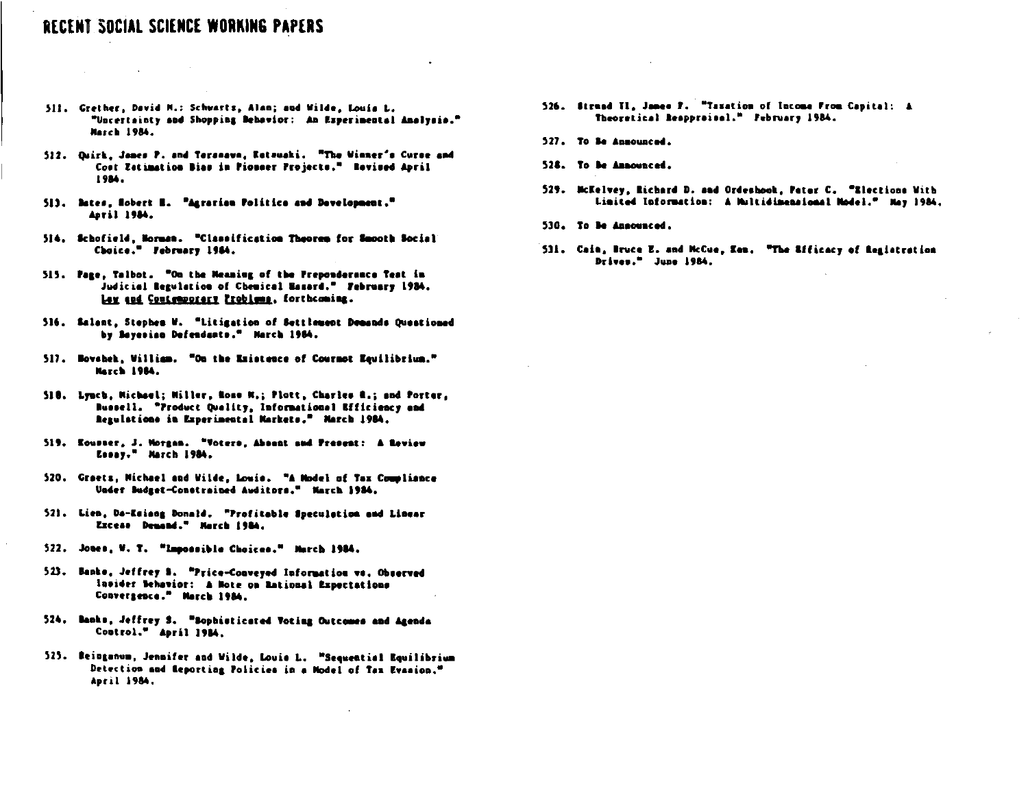# RECENT SOCIAL SCIENCE WORKING PAPERS

511. Grether, David M.; Schwartz, Alan; and Wilde, Louis L. "Uncertainty and Shopping Behavior: An Experimental Analysis." March 1984.

512. Quirk, James P. and Terasawa, Katsuaki. "The Winner's Curse and Cost Estimation Bias in Pioneer Projects." Revised April 1984.

513. Bates, Robert H. "Agrarian Politics and Development." April 1984.

514. Schofield, Norman. "Classification Theorem for Smooth Social Choice." February 1984.

515. Page, Talbot. "On the Meaning of the Preponderance Test in Judicial Regulation of Chemical Hazard." February 1984. Law and Contemporary Problems, forthcoming.

516. Salant, Stephen W. "Litigation of Settlement Demands Questioned by Bayesian Defendants." March 1984.

517. Novshek, William. "On the Existence of Cournot Equilibrium." March 1984.

518. Lynch, Michael; Miller, Ross M.; Plott, Charles R.; and Porter, Russell. "Product Quality, Informational Efficiency and Regulations in Experimental Markets." March 1984.

519. Kousser, J. Morgan. "Voters, Absent and Present: A Review Essay." March 1984.

520. Graetz, Michael and Wilde, Louis. "A Model of Tax Compliance Under Budget-Constrained Auditors." March 1984.

521. Lien, Da-Hsiang Donald. "Profitable Speculation and Linear Excess Demand." March 1984.

522. Jones, W. T. "Impossible Choices." March 1984.

523. Banks, Jeffrey S. "Price-Conveyed Information vs. Observed Insider Behavior: A Note on Rational Expectations Convergence." March 1984.

524. Banks, Jeffrey S. "Sophisticated Voting Outcomes and Agenda Control." April 1984.

525. Reinganum, Jennifer and Wilde, Louis L. "Sequential Equilibrium Detection and Reporting Policies in a Model of Tax Evasion." April 1984.

526. Strnad II, James F. "Taxation of Income From Capital: A Theoretical Reappraisal." February 1984.

527. To Be Announced.

528. To be Announced.

529. McKelvey, Richard D. and Ordeshook, Peter C. "Elections With Limited Information: A Multidimensional Model." May 1984.

530. To Be Announced.

531. Cain, Bruce E. and McCue, Ken. "The Efficacy of Registration Drives." June 1984.